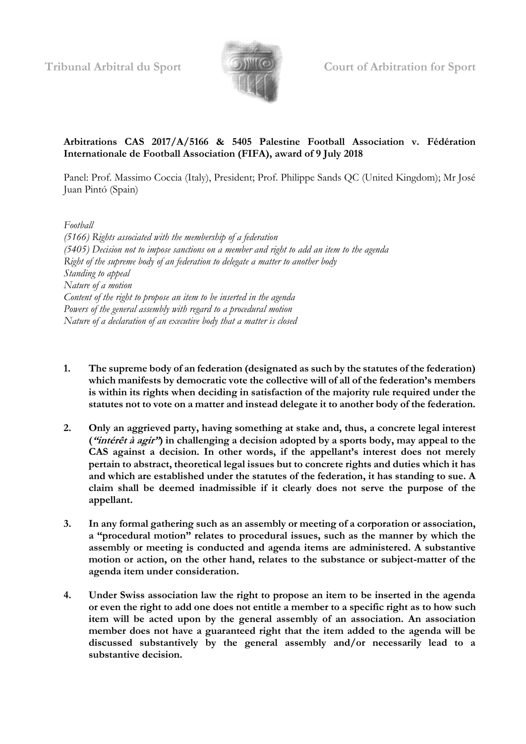**Tribunal Arbitral du Sport** **Court of Arbitration for Sport**

**Arbitrations CAS 2017/A/5166 & 5405 Palestine Football Association v. Fédération Internationale de Football Association (FIFA), award of 9 July 2018**

Panel: Prof. Massimo Coccia (Italy), President; Prof. Philippe Sands QC (United Kingdom); Mr José Juan Pintó (Spain)

*Football*
*(5166) Rights associated with the membership of a federation*
*(5405) Decision not to impose sanctions on a member and right to add an item to the agenda*
*Right of the supreme body of an federation to delegate a matter to another body*
*Standing to appeal*
*Nature of a motion*
*Content of the right to propose an item to be inserted in the agenda*
*Powers of the general assembly with regard to a procedural motion*
*Nature of a declaration of an executive body that a matter is closed*

1. **The supreme body of an federation (designated as such by the statutes of the federation) which manifests by democratic vote the collective will of all of the federation's members is within its rights when deciding in satisfaction of the majority rule required under the statutes not to vote on a matter and instead delegate it to another body of the federation.**

2. **Only an aggrieved party, having something at stake and, thus, a concrete legal interest (*"intérêt à agir"*) in challenging a decision adopted by a sports body, may appeal to the CAS against a decision. In other words, if the appellant's interest does not merely pertain to abstract, theoretical legal issues but to concrete rights and duties which it has and which are established under the statutes of the federation, it has standing to sue. A claim shall be deemed inadmissible if it clearly does not serve the purpose of the appellant.**

3. **In any formal gathering such as an assembly or meeting of a corporation or association, a "procedural motion" relates to procedural issues, such as the manner by which the assembly or meeting is conducted and agenda items are administered. A substantive motion or action, on the other hand, relates to the substance or subject-matter of the agenda item under consideration.**

4. **Under Swiss association law the right to propose an item to be inserted in the agenda or even the right to add one does not entitle a member to a specific right as to how such item will be acted upon by the general assembly of an association. An association member does not have a guaranteed right that the item added to the agenda will be discussed substantively by the general assembly and/or necessarily lead to a substantive decision.**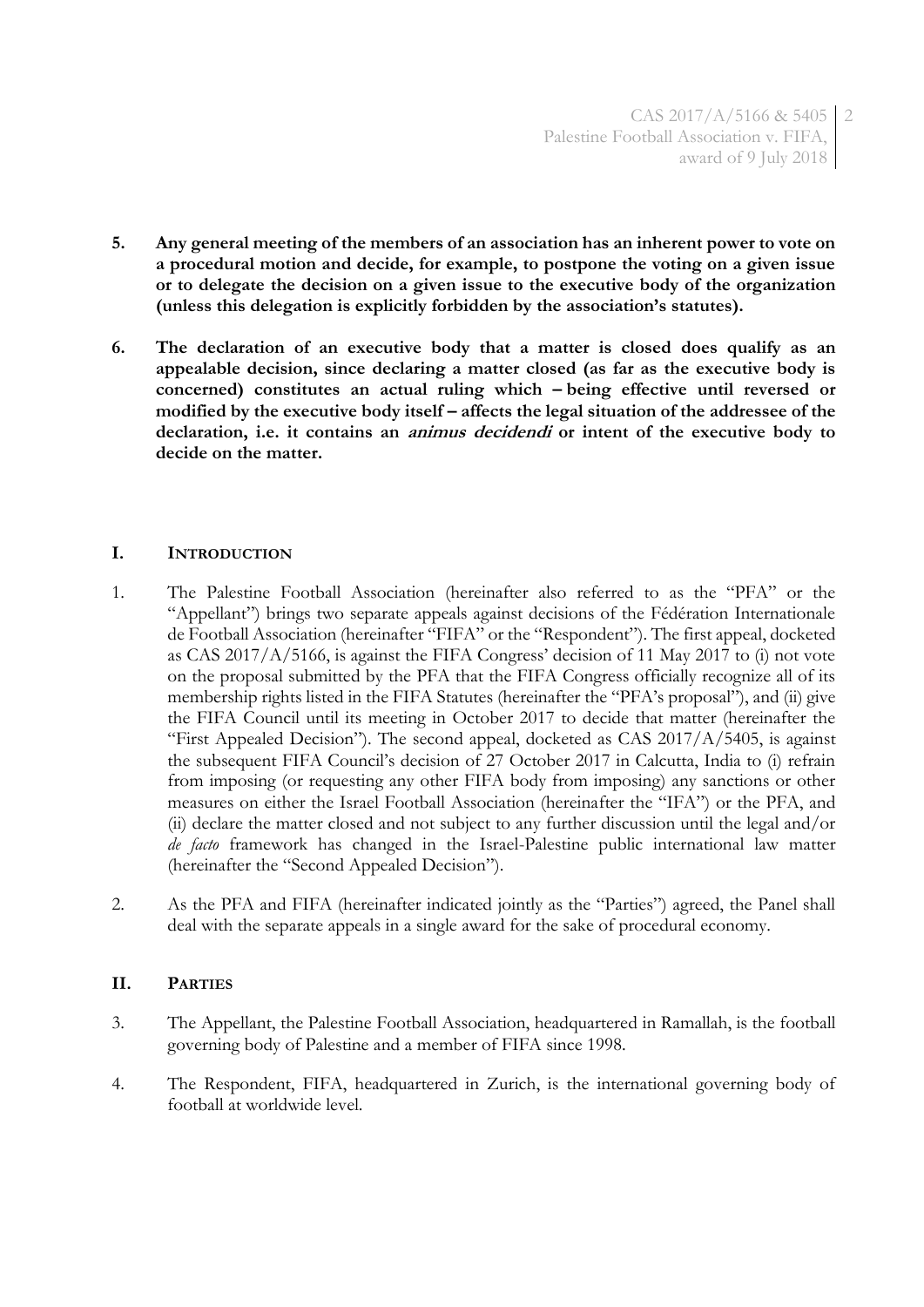**5. Any general meeting of the members of an association has an inherent power to vote on a procedural motion and decide, for example, to postpone the voting on a given issue or to delegate the decision on a given issue to the executive body of the organization (unless this delegation is explicitly forbidden by the association's statutes).**

**6. The declaration of an executive body that a matter is closed does qualify as an appealable decision, since declaring a matter closed (as far as the executive body is concerned) constitutes an actual ruling which – being effective until reversed or modified by the executive body itself – affects the legal situation of the addressee of the declaration, i.e. it contains an *animus decidendi* or intent of the executive body to decide on the matter.**

## I. INTRODUCTION

1. The Palestine Football Association (hereinafter also referred to as the "PFA" or the "Appellant") brings two separate appeals against decisions of the Fédération Internationale de Football Association (hereinafter "FIFA" or the "Respondent"). The first appeal, docketed as CAS 2017/A/5166, is against the FIFA Congress' decision of 11 May 2017 to (i) not vote on the proposal submitted by the PFA that the FIFA Congress officially recognize all of its membership rights listed in the FIFA Statutes (hereinafter the "PFA's proposal"), and (ii) give the FIFA Council until its meeting in October 2017 to decide that matter (hereinafter the "First Appealed Decision"). The second appeal, docketed as CAS 2017/A/5405, is against the subsequent FIFA Council's decision of 27 October 2017 in Calcutta, India to (i) refrain from imposing (or requesting any other FIFA body from imposing) any sanctions or other measures on either the Israel Football Association (hereinafter the "IFA") or the PFA, and (ii) declare the matter closed and not subject to any further discussion until the legal and/or *de facto* framework has changed in the Israel-Palestine public international law matter (hereinafter the "Second Appealed Decision").

2. As the PFA and FIFA (hereinafter indicated jointly as the "Parties") agreed, the Panel shall deal with the separate appeals in a single award for the sake of procedural economy.

## II. PARTIES

3. The Appellant, the Palestine Football Association, headquartered in Ramallah, is the football governing body of Palestine and a member of FIFA since 1998.

4. The Respondent, FIFA, headquartered in Zurich, is the international governing body of football at worldwide level.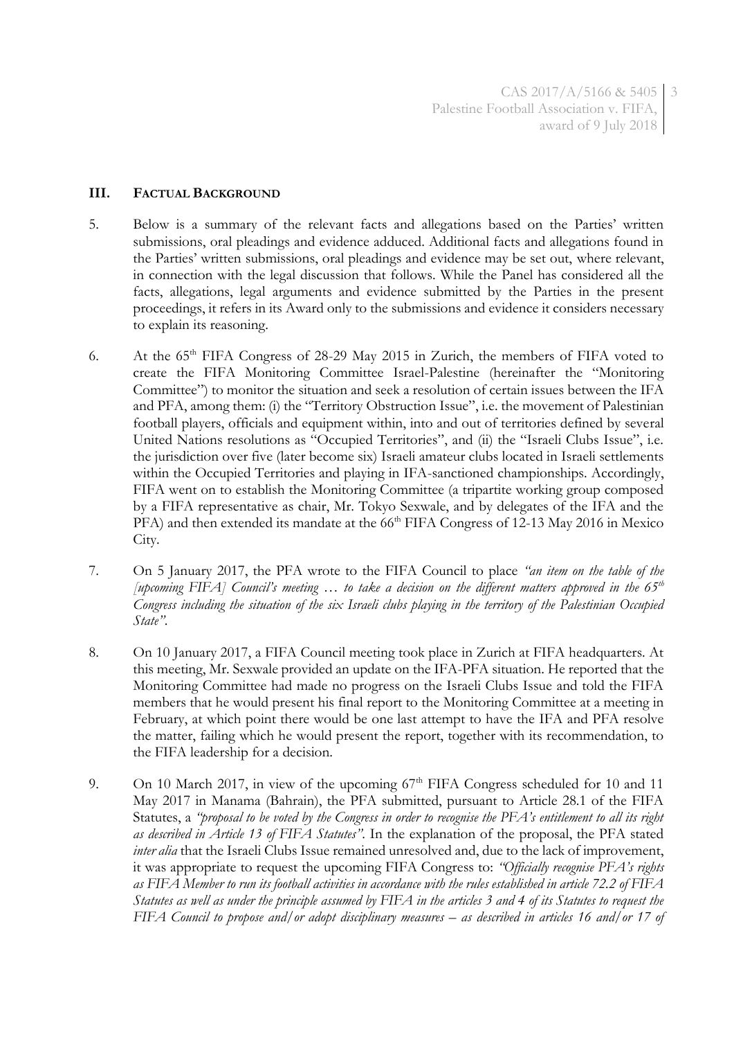## III. FACTUAL BACKGROUND

5. Below is a summary of the relevant facts and allegations based on the Parties' written submissions, oral pleadings and evidence adduced. Additional facts and allegations found in the Parties' written submissions, oral pleadings and evidence may be set out, where relevant, in connection with the legal discussion that follows. While the Panel has considered all the facts, allegations, legal arguments and evidence submitted by the Parties in the present proceedings, it refers in its Award only to the submissions and evidence it considers necessary to explain its reasoning.

6. At the 65th FIFA Congress of 28-29 May 2015 in Zurich, the members of FIFA voted to create the FIFA Monitoring Committee Israel-Palestine (hereinafter the "Monitoring Committee") to monitor the situation and seek a resolution of certain issues between the IFA and PFA, among them: (i) the "Territory Obstruction Issue", i.e. the movement of Palestinian football players, officials and equipment within, into and out of territories defined by several United Nations resolutions as "Occupied Territories", and (ii) the "Israeli Clubs Issue", i.e. the jurisdiction over five (later become six) Israeli amateur clubs located in Israeli settlements within the Occupied Territories and playing in IFA-sanctioned championships. Accordingly, FIFA went on to establish the Monitoring Committee (a tripartite working group composed by a FIFA representative as chair, Mr. Tokyo Sexwale, and by delegates of the IFA and the PFA) and then extended its mandate at the 66th FIFA Congress of 12-13 May 2016 in Mexico City.

7. On 5 January 2017, the PFA wrote to the FIFA Council to place *"an item on the table of the [upcoming FIFA] Council's meeting … to take a decision on the different matters approved in the 65th Congress including the situation of the six Israeli clubs playing in the territory of the Palestinian Occupied State"*.

8. On 10 January 2017, a FIFA Council meeting took place in Zurich at FIFA headquarters. At this meeting, Mr. Sexwale provided an update on the IFA-PFA situation. He reported that the Monitoring Committee had made no progress on the Israeli Clubs Issue and told the FIFA members that he would present his final report to the Monitoring Committee at a meeting in February, at which point there would be one last attempt to have the IFA and PFA resolve the matter, failing which he would present the report, together with its recommendation, to the FIFA leadership for a decision.

9. On 10 March 2017, in view of the upcoming 67th FIFA Congress scheduled for 10 and 11 May 2017 in Manama (Bahrain), the PFA submitted, pursuant to Article 28.1 of the FIFA Statutes, a *"proposal to be voted by the Congress in order to recognise the PFA's entitlement to all its right as described in Article 13 of FIFA Statutes"*. In the explanation of the proposal, the PFA stated *inter alia* that the Israeli Clubs Issue remained unresolved and, due to the lack of improvement, it was appropriate to request the upcoming FIFA Congress to: *"Officially recognise PFA's rights as FIFA Member to run its football activities in accordance with the rules established in article 72.2 of FIFA Statutes as well as under the principle assumed by FIFA in the articles 3 and 4 of its Statutes to request the FIFA Council to propose and/or adopt disciplinary measures – as described in articles 16 and/or 17 of*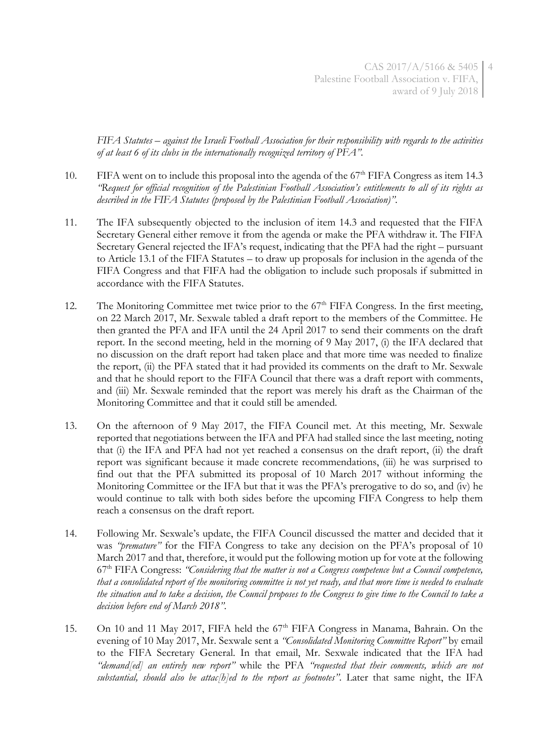*FIFA Statutes – against the Israeli Football Association for their responsibility with regards to the activities of at least 6 of its clubs in the internationally recognized territory of PFA".*

10. FIFA went on to include this proposal into the agenda of the 67th FIFA Congress as item 14.3 *"Request for official recognition of the Palestinian Football Association's entitlements to all of its rights as described in the FIFA Statutes (proposed by the Palestinian Football Association)"*.

11. The IFA subsequently objected to the inclusion of item 14.3 and requested that the FIFA Secretary General either remove it from the agenda or make the PFA withdraw it. The FIFA Secretary General rejected the IFA's request, indicating that the PFA had the right – pursuant to Article 13.1 of the FIFA Statutes – to draw up proposals for inclusion in the agenda of the FIFA Congress and that FIFA had the obligation to include such proposals if submitted in accordance with the FIFA Statutes.

12. The Monitoring Committee met twice prior to the 67th FIFA Congress. In the first meeting, on 22 March 2017, Mr. Sexwale tabled a draft report to the members of the Committee. He then granted the PFA and IFA until the 24 April 2017 to send their comments on the draft report. In the second meeting, held in the morning of 9 May 2017, (i) the IFA declared that no discussion on the draft report had taken place and that more time was needed to finalize the report, (ii) the PFA stated that it had provided its comments on the draft to Mr. Sexwale and that he should report to the FIFA Council that there was a draft report with comments, and (iii) Mr. Sexwale reminded that the report was merely his draft as the Chairman of the Monitoring Committee and that it could still be amended.

13. On the afternoon of 9 May 2017, the FIFA Council met. At this meeting, Mr. Sexwale reported that negotiations between the IFA and PFA had stalled since the last meeting, noting that (i) the IFA and PFA had not yet reached a consensus on the draft report, (ii) the draft report was significant because it made concrete recommendations, (iii) he was surprised to find out that the PFA submitted its proposal of 10 March 2017 without informing the Monitoring Committee or the IFA but that it was the PFA's prerogative to do so, and (iv) he would continue to talk with both sides before the upcoming FIFA Congress to help them reach a consensus on the draft report.

14. Following Mr. Sexwale's update, the FIFA Council discussed the matter and decided that it was *"premature"* for the FIFA Congress to take any decision on the PFA's proposal of 10 March 2017 and that, therefore, it would put the following motion up for vote at the following 67th FIFA Congress: *"Considering that the matter is not a Congress competence but a Council competence, that a consolidated report of the monitoring committee is not yet ready, and that more time is needed to evaluate the situation and to take a decision, the Council proposes to the Congress to give time to the Council to take a decision before end of March 2018"*.

15. On 10 and 11 May 2017, FIFA held the 67th FIFA Congress in Manama, Bahrain. On the evening of 10 May 2017, Mr. Sexwale sent a *"Consolidated Monitoring Committee Report"* by email to the FIFA Secretary General. In that email, Mr. Sexwale indicated that the IFA had *"demand[ed] an entirely new report"* while the PFA *"requested that their comments, which are not substantial, should also be attac[h]ed to the report as footnotes"*. Later that same night, the IFA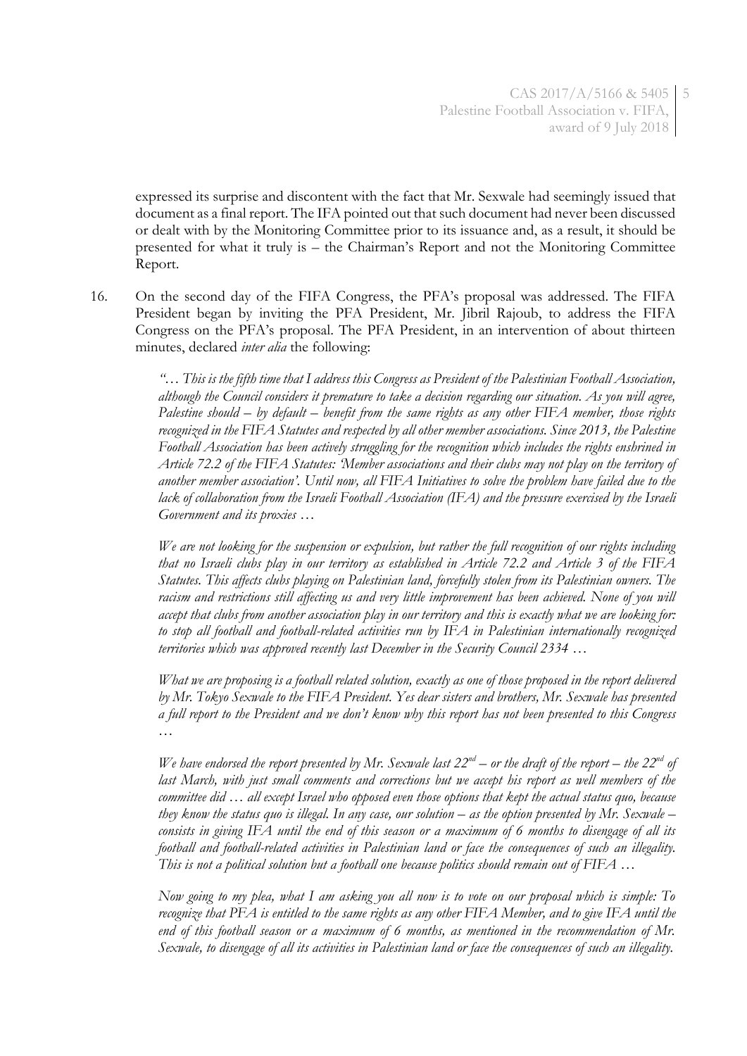expressed its surprise and discontent with the fact that Mr. Sexwale had seemingly issued that document as a final report. The IFA pointed out that such document had never been discussed or dealt with by the Monitoring Committee prior to its issuance and, as a result, it should be presented for what it truly is – the Chairman's Report and not the Monitoring Committee Report.

16. On the second day of the FIFA Congress, the PFA's proposal was addressed. The FIFA President began by inviting the PFA President, Mr. Jibril Rajoub, to address the FIFA Congress on the PFA's proposal. The PFA President, in an intervention of about thirteen minutes, declared *inter alia* the following:

> *"… This is the fifth time that I address this Congress as President of the Palestinian Football Association, although the Council considers it premature to take a decision regarding our situation. As you will agree, Palestine should – by default – benefit from the same rights as any other FIFA member, those rights recognized in the FIFA Statutes and respected by all other member associations. Since 2013, the Palestine Football Association has been actively struggling for the recognition which includes the rights enshrined in Article 72.2 of the FIFA Statutes: 'Member associations and their clubs may not play on the territory of another member association'. Until now, all FIFA Initiatives to solve the problem have failed due to the lack of collaboration from the Israeli Football Association (IFA) and the pressure exercised by the Israeli Government and its proxies …*
>
> *We are not looking for the suspension or expulsion, but rather the full recognition of our rights including that no Israeli clubs play in our territory as established in Article 72.2 and Article 3 of the FIFA Statutes. This affects clubs playing on Palestinian land, forcefully stolen from its Palestinian owners. The racism and restrictions still affecting us and very little improvement has been achieved. None of you will accept that clubs from another association play in our territory and this is exactly what we are looking for: to stop all football and football-related activities run by IFA in Palestinian internationally recognized territories which was approved recently last December in the Security Council 2334 …*
>
> *What we are proposing is a football related solution, exactly as one of those proposed in the report delivered by Mr. Tokyo Sexwale to the FIFA President. Yes dear sisters and brothers, Mr. Sexwale has presented a full report to the President and we don't know why this report has not been presented to this Congress …*
>
> *We have endorsed the report presented by Mr. Sexwale last 22nd – or the draft of the report – the 22nd of last March, with just small comments and corrections but we accept his report as well members of the committee did … all except Israel who opposed even those options that kept the actual status quo, because they know the status quo is illegal. In any case, our solution – as the option presented by Mr. Sexwale – consists in giving IFA until the end of this season or a maximum of 6 months to disengage of all its football and football-related activities in Palestinian land or face the consequences of such an illegality. This is not a political solution but a football one because politics should remain out of FIFA …*
>
> *Now going to my plea, what I am asking you all now is to vote on our proposal which is simple: To recognize that PFA is entitled to the same rights as any other FIFA Member, and to give IFA until the end of this football season or a maximum of 6 months, as mentioned in the recommendation of Mr. Sexwale, to disengage of all its activities in Palestinian land or face the consequences of such an illegality.*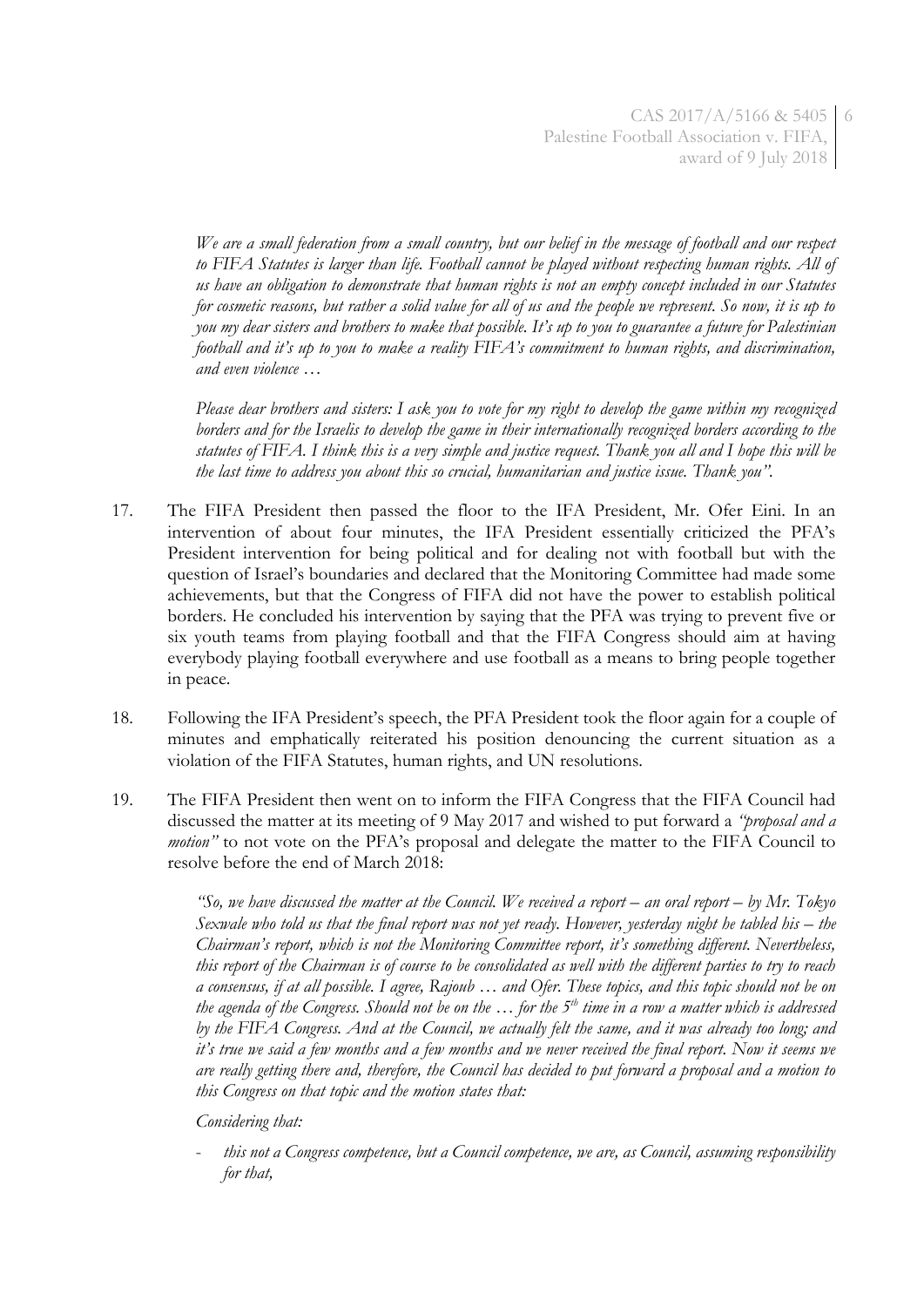*We are a small federation from a small country, but our belief in the message of football and our respect to FIFA Statutes is larger than life. Football cannot be played without respecting human rights. All of us have an obligation to demonstrate that human rights is not an empty concept included in our Statutes for cosmetic reasons, but rather a solid value for all of us and the people we represent. So now, it is up to you my dear sisters and brothers to make that possible. It's up to you to guarantee a future for Palestinian football and it's up to you to make a reality FIFA's commitment to human rights, and discrimination, and even violence …*

*Please dear brothers and sisters: I ask you to vote for my right to develop the game within my recognized borders and for the Israelis to develop the game in their internationally recognized borders according to the statutes of FIFA. I think this is a very simple and justice request. Thank you all and I hope this will be the last time to address you about this so crucial, humanitarian and justice issue. Thank you".*

17. The FIFA President then passed the floor to the IFA President, Mr. Ofer Eini. In an intervention of about four minutes, the IFA President essentially criticized the PFA's President intervention for being political and for dealing not with football but with the question of Israel's boundaries and declared that the Monitoring Committee had made some achievements, but that the Congress of FIFA did not have the power to establish political borders. He concluded his intervention by saying that the PFA was trying to prevent five or six youth teams from playing football and that the FIFA Congress should aim at having everybody playing football everywhere and use football as a means to bring people together in peace.

18. Following the IFA President's speech, the PFA President took the floor again for a couple of minutes and emphatically reiterated his position denouncing the current situation as a violation of the FIFA Statutes, human rights, and UN resolutions.

19. The FIFA President then went on to inform the FIFA Congress that the FIFA Council had discussed the matter at its meeting of 9 May 2017 and wished to put forward a *"proposal and a motion"* to not vote on the PFA's proposal and delegate the matter to the FIFA Council to resolve before the end of March 2018:

*"So, we have discussed the matter at the Council. We received a report – an oral report – by Mr. Tokyo Sexwale who told us that the final report was not yet ready. However, yesterday night he tabled his – the Chairman's report, which is not the Monitoring Committee report, it's something different. Nevertheless, this report of the Chairman is of course to be consolidated as well with the different parties to try to reach a consensus, if at all possible. I agree, Rajoub … and Ofer. These topics, and this topic should not be on the agenda of the Congress. Should not be on the … for the 5th time in a row a matter which is addressed by the FIFA Congress. And at the Council, we actually felt the same, and it was already too long; and it's true we said a few months and a few months and we never received the final report. Now it seems we are really getting there and, therefore, the Council has decided to put forward a proposal and a motion to this Congress on that topic and the motion states that:*

*Considering that:*

- *this not a Congress competence, but a Council competence, we are, as Council, assuming responsibility for that,*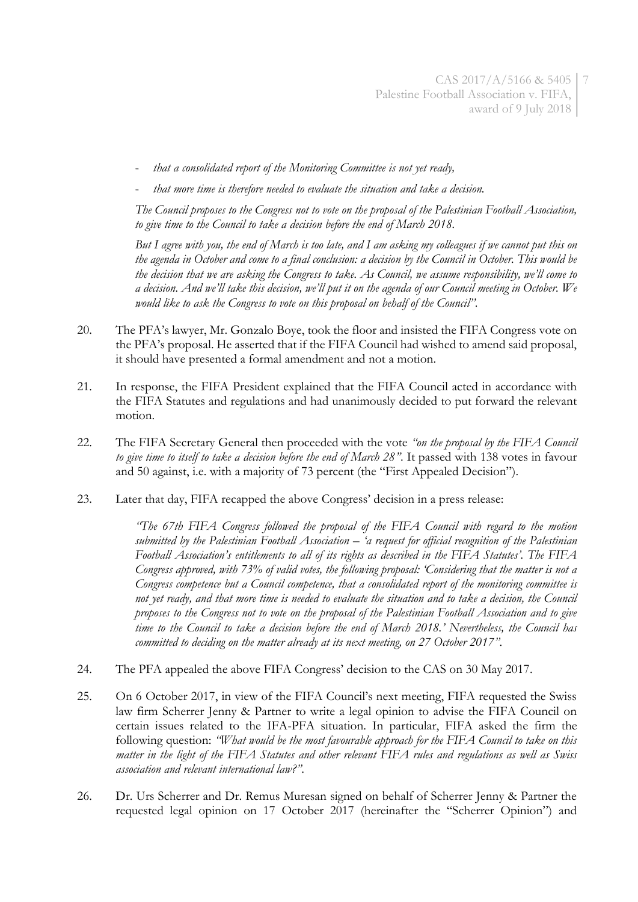- *that a consolidated report of the Monitoring Committee is not yet ready,*
- *that more time is therefore needed to evaluate the situation and take a decision.*

*The Council proposes to the Congress not to vote on the proposal of the Palestinian Football Association, to give time to the Council to take a decision before the end of March 2018.*

*But I agree with you, the end of March is too late, and I am asking my colleagues if we cannot put this on the agenda in October and come to a final conclusion: a decision by the Council in October. This would be the decision that we are asking the Congress to take. As Council, we assume responsibility, we'll come to a decision. And we'll take this decision, we'll put it on the agenda of our Council meeting in October. We would like to ask the Congress to vote on this proposal on behalf of the Council".*

20. The PFA's lawyer, Mr. Gonzalo Boye, took the floor and insisted the FIFA Congress vote on the PFA's proposal. He asserted that if the FIFA Council had wished to amend said proposal, it should have presented a formal amendment and not a motion.

21. In response, the FIFA President explained that the FIFA Council acted in accordance with the FIFA Statutes and regulations and had unanimously decided to put forward the relevant motion.

22. The FIFA Secretary General then proceeded with the vote *"on the proposal by the FIFA Council to give time to itself to take a decision before the end of March 28"*. It passed with 138 votes in favour and 50 against, i.e. with a majority of 73 percent (the "First Appealed Decision").

23. Later that day, FIFA recapped the above Congress' decision in a press release:

    *"The 67th FIFA Congress followed the proposal of the FIFA Council with regard to the motion submitted by the Palestinian Football Association – 'a request for official recognition of the Palestinian Football Association's entitlements to all of its rights as described in the FIFA Statutes'. The FIFA Congress approved, with 73% of valid votes, the following proposal: 'Considering that the matter is not a Congress competence but a Council competence, that a consolidated report of the monitoring committee is not yet ready, and that more time is needed to evaluate the situation and to take a decision, the Council proposes to the Congress not to vote on the proposal of the Palestinian Football Association and to give time to the Council to take a decision before the end of March 2018.' Nevertheless, the Council has committed to deciding on the matter already at its next meeting, on 27 October 2017".*

24. The PFA appealed the above FIFA Congress' decision to the CAS on 30 May 2017.

25. On 6 October 2017, in view of the FIFA Council's next meeting, FIFA requested the Swiss law firm Scherrer Jenny & Partner to write a legal opinion to advise the FIFA Council on certain issues related to the IFA-PFA situation. In particular, FIFA asked the firm the following question: *"What would be the most favourable approach for the FIFA Council to take on this matter in the light of the FIFA Statutes and other relevant FIFA rules and regulations as well as Swiss association and relevant international law?"*.

26. Dr. Urs Scherrer and Dr. Remus Muresan signed on behalf of Scherrer Jenny & Partner the requested legal opinion on 17 October 2017 (hereinafter the "Scherrer Opinion") and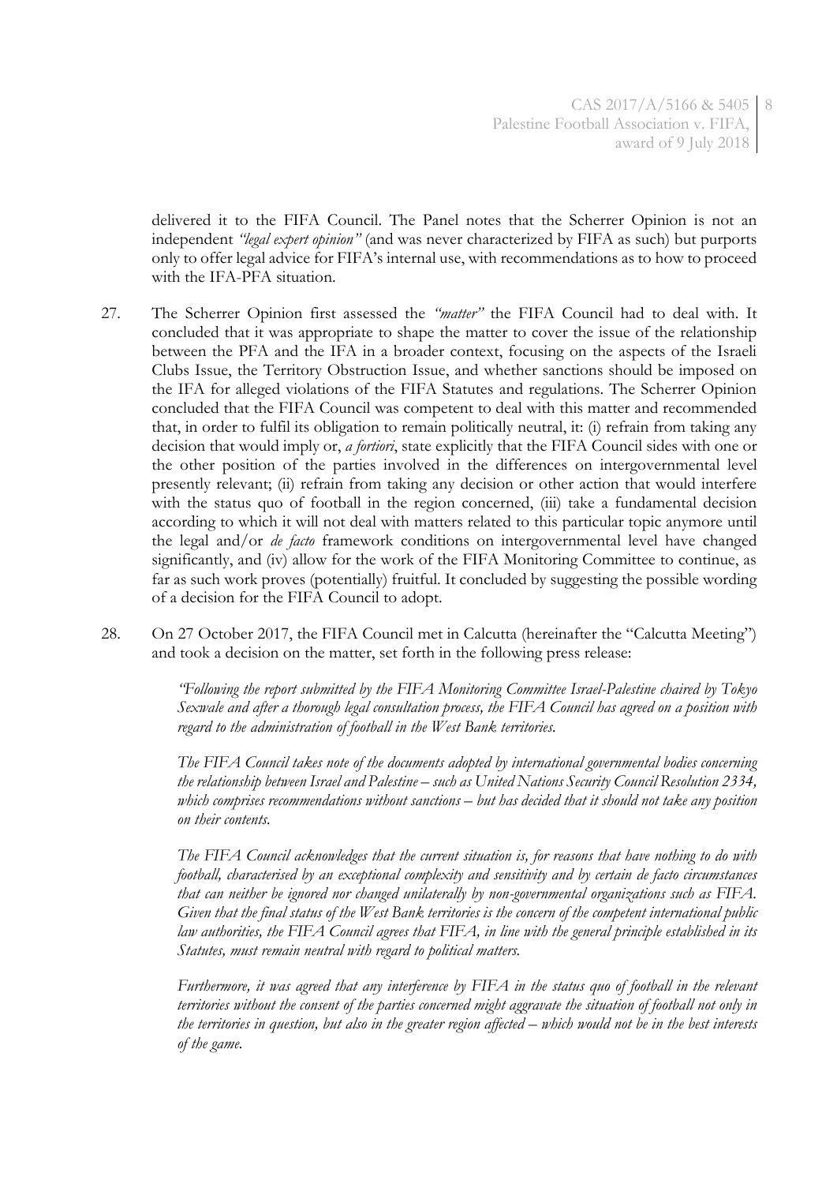delivered it to the FIFA Council. The Panel notes that the Scherrer Opinion is not an independent *"legal expert opinion"* (and was never characterized by FIFA as such) but purports only to offer legal advice for FIFA's internal use, with recommendations as to how to proceed with the IFA-PFA situation.

27. The Scherrer Opinion first assessed the *"matter"* the FIFA Council had to deal with. It concluded that it was appropriate to shape the matter to cover the issue of the relationship between the PFA and the IFA in a broader context, focusing on the aspects of the Israeli Clubs Issue, the Territory Obstruction Issue, and whether sanctions should be imposed on the IFA for alleged violations of the FIFA Statutes and regulations. The Scherrer Opinion concluded that the FIFA Council was competent to deal with this matter and recommended that, in order to fulfil its obligation to remain politically neutral, it: (i) refrain from taking any decision that would imply or, *a fortiori*, state explicitly that the FIFA Council sides with one or the other position of the parties involved in the differences on intergovernmental level presently relevant; (ii) refrain from taking any decision or other action that would interfere with the status quo of football in the region concerned, (iii) take a fundamental decision according to which it will not deal with matters related to this particular topic anymore until the legal and/or *de facto* framework conditions on intergovernmental level have changed significantly, and (iv) allow for the work of the FIFA Monitoring Committee to continue, as far as such work proves (potentially) fruitful. It concluded by suggesting the possible wording of a decision for the FIFA Council to adopt.

28. On 27 October 2017, the FIFA Council met in Calcutta (hereinafter the "Calcutta Meeting") and took a decision on the matter, set forth in the following press release:

> *"Following the report submitted by the FIFA Monitoring Committee Israel-Palestine chaired by Tokyo Sexwale and after a thorough legal consultation process, the FIFA Council has agreed on a position with regard to the administration of football in the West Bank territories.*
>
> *The FIFA Council takes note of the documents adopted by international governmental bodies concerning the relationship between Israel and Palestine – such as United Nations Security Council Resolution 2334, which comprises recommendations without sanctions – but has decided that it should not take any position on their contents.*
>
> *The FIFA Council acknowledges that the current situation is, for reasons that have nothing to do with football, characterised by an exceptional complexity and sensitivity and by certain de facto circumstances that can neither be ignored nor changed unilaterally by non-governmental organizations such as FIFA. Given that the final status of the West Bank territories is the concern of the competent international public law authorities, the FIFA Council agrees that FIFA, in line with the general principle established in its Statutes, must remain neutral with regard to political matters.*
>
> *Furthermore, it was agreed that any interference by FIFA in the status quo of football in the relevant territories without the consent of the parties concerned might aggravate the situation of football not only in the territories in question, but also in the greater region affected – which would not be in the best interests of the game.*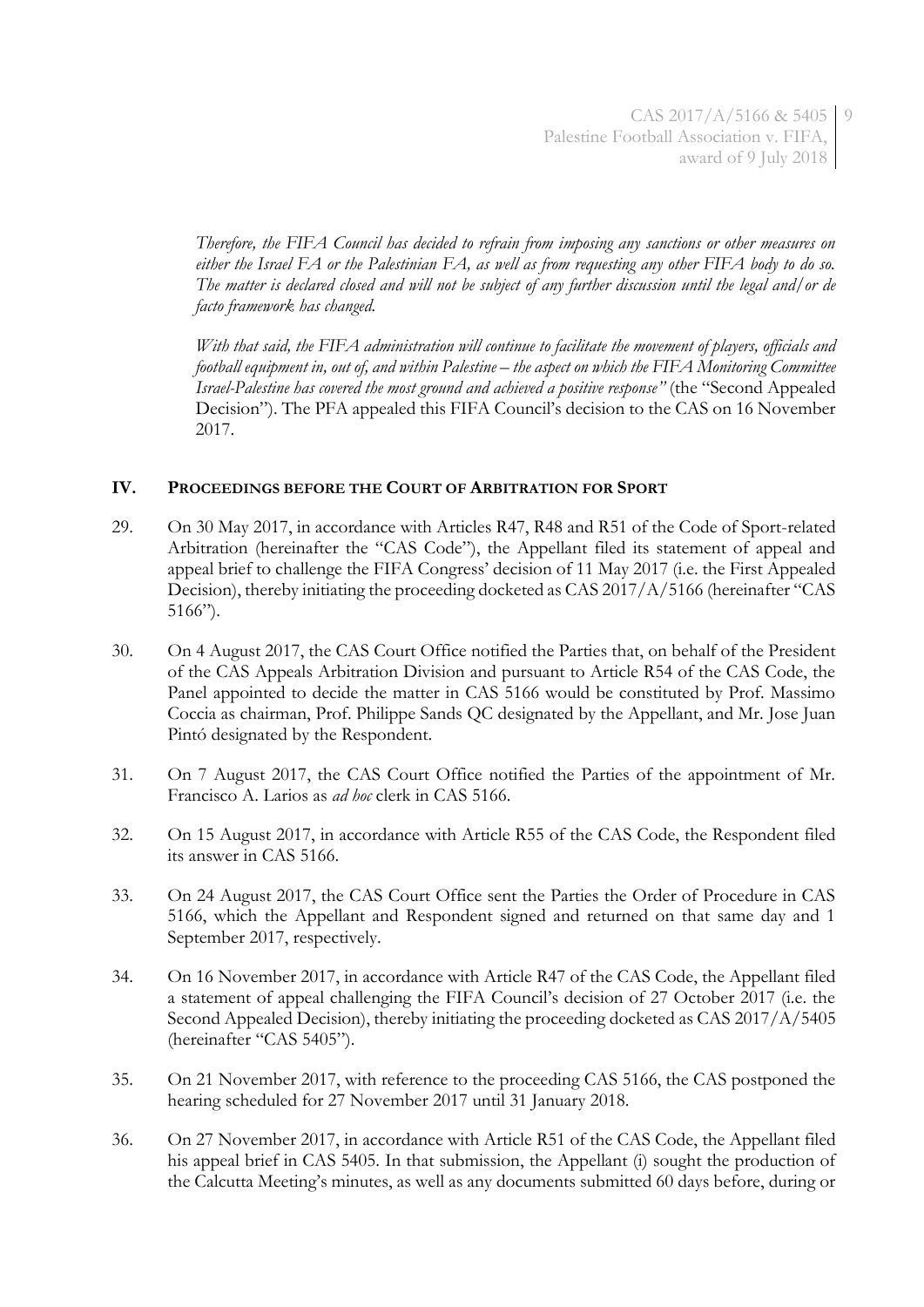*Therefore, the FIFA Council has decided to refrain from imposing any sanctions or other measures on either the Israel FA or the Palestinian FA, as well as from requesting any other FIFA body to do so. The matter is declared closed and will not be subject of any further discussion until the legal and/or de facto framework has changed.*

*With that said, the FIFA administration will continue to facilitate the movement of players, officials and football equipment in, out of, and within Palestine – the aspect on which the FIFA Monitoring Committee Israel-Palestine has covered the most ground and achieved a positive response"* (the "Second Appealed Decision"). The PFA appealed this FIFA Council's decision to the CAS on 16 November 2017.

## IV. PROCEEDINGS BEFORE THE COURT OF ARBITRATION FOR SPORT

29. On 30 May 2017, in accordance with Articles R47, R48 and R51 of the Code of Sport-related Arbitration (hereinafter the "CAS Code"), the Appellant filed its statement of appeal and appeal brief to challenge the FIFA Congress' decision of 11 May 2017 (i.e. the First Appealed Decision), thereby initiating the proceeding docketed as CAS 2017/A/5166 (hereinafter "CAS 5166").

30. On 4 August 2017, the CAS Court Office notified the Parties that, on behalf of the President of the CAS Appeals Arbitration Division and pursuant to Article R54 of the CAS Code, the Panel appointed to decide the matter in CAS 5166 would be constituted by Prof. Massimo Coccia as chairman, Prof. Philippe Sands QC designated by the Appellant, and Mr. Jose Juan Pintó designated by the Respondent.

31. On 7 August 2017, the CAS Court Office notified the Parties of the appointment of Mr. Francisco A. Larios as *ad hoc* clerk in CAS 5166.

32. On 15 August 2017, in accordance with Article R55 of the CAS Code, the Respondent filed its answer in CAS 5166.

33. On 24 August 2017, the CAS Court Office sent the Parties the Order of Procedure in CAS 5166, which the Appellant and Respondent signed and returned on that same day and 1 September 2017, respectively.

34. On 16 November 2017, in accordance with Article R47 of the CAS Code, the Appellant filed a statement of appeal challenging the FIFA Council's decision of 27 October 2017 (i.e. the Second Appealed Decision), thereby initiating the proceeding docketed as CAS 2017/A/5405 (hereinafter "CAS 5405").

35. On 21 November 2017, with reference to the proceeding CAS 5166, the CAS postponed the hearing scheduled for 27 November 2017 until 31 January 2018.

36. On 27 November 2017, in accordance with Article R51 of the CAS Code, the Appellant filed his appeal brief in CAS 5405. In that submission, the Appellant (i) sought the production of the Calcutta Meeting's minutes, as well as any documents submitted 60 days before, during or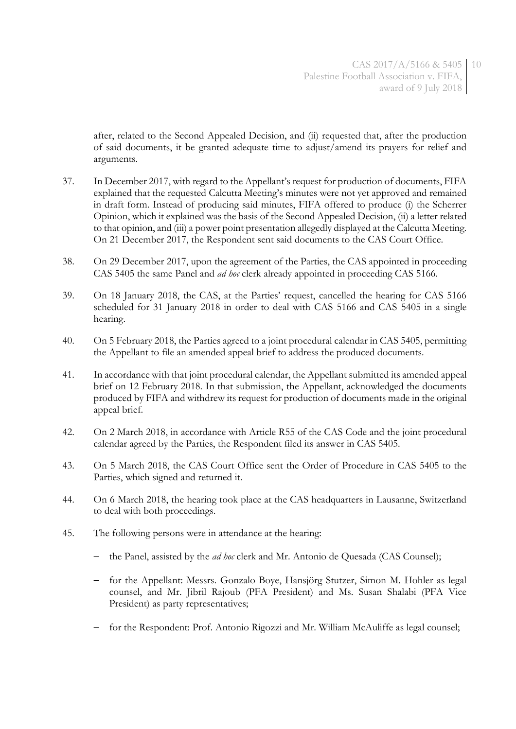after, related to the Second Appealed Decision, and (ii) requested that, after the production of said documents, it be granted adequate time to adjust/amend its prayers for relief and arguments.

37. In December 2017, with regard to the Appellant's request for production of documents, FIFA explained that the requested Calcutta Meeting's minutes were not yet approved and remained in draft form. Instead of producing said minutes, FIFA offered to produce (i) the Scherrer Opinion, which it explained was the basis of the Second Appealed Decision, (ii) a letter related to that opinion, and (iii) a power point presentation allegedly displayed at the Calcutta Meeting. On 21 December 2017, the Respondent sent said documents to the CAS Court Office.

38. On 29 December 2017, upon the agreement of the Parties, the CAS appointed in proceeding CAS 5405 the same Panel and *ad hoc* clerk already appointed in proceeding CAS 5166.

39. On 18 January 2018, the CAS, at the Parties' request, cancelled the hearing for CAS 5166 scheduled for 31 January 2018 in order to deal with CAS 5166 and CAS 5405 in a single hearing.

40. On 5 February 2018, the Parties agreed to a joint procedural calendar in CAS 5405, permitting the Appellant to file an amended appeal brief to address the produced documents.

41. In accordance with that joint procedural calendar, the Appellant submitted its amended appeal brief on 12 February 2018. In that submission, the Appellant, acknowledged the documents produced by FIFA and withdrew its request for production of documents made in the original appeal brief.

42. On 2 March 2018, in accordance with Article R55 of the CAS Code and the joint procedural calendar agreed by the Parties, the Respondent filed its answer in CAS 5405.

43. On 5 March 2018, the CAS Court Office sent the Order of Procedure in CAS 5405 to the Parties, which signed and returned it.

44. On 6 March 2018, the hearing took place at the CAS headquarters in Lausanne, Switzerland to deal with both proceedings.

45. The following persons were in attendance at the hearing:

   - the Panel, assisted by the *ad hoc* clerk and Mr. Antonio de Quesada (CAS Counsel);
   - for the Appellant: Messrs. Gonzalo Boye, Hansjörg Stutzer, Simon M. Hohler as legal counsel, and Mr. Jibril Rajoub (PFA President) and Ms. Susan Shalabi (PFA Vice President) as party representatives;
   - for the Respondent: Prof. Antonio Rigozzi and Mr. William McAuliffe as legal counsel;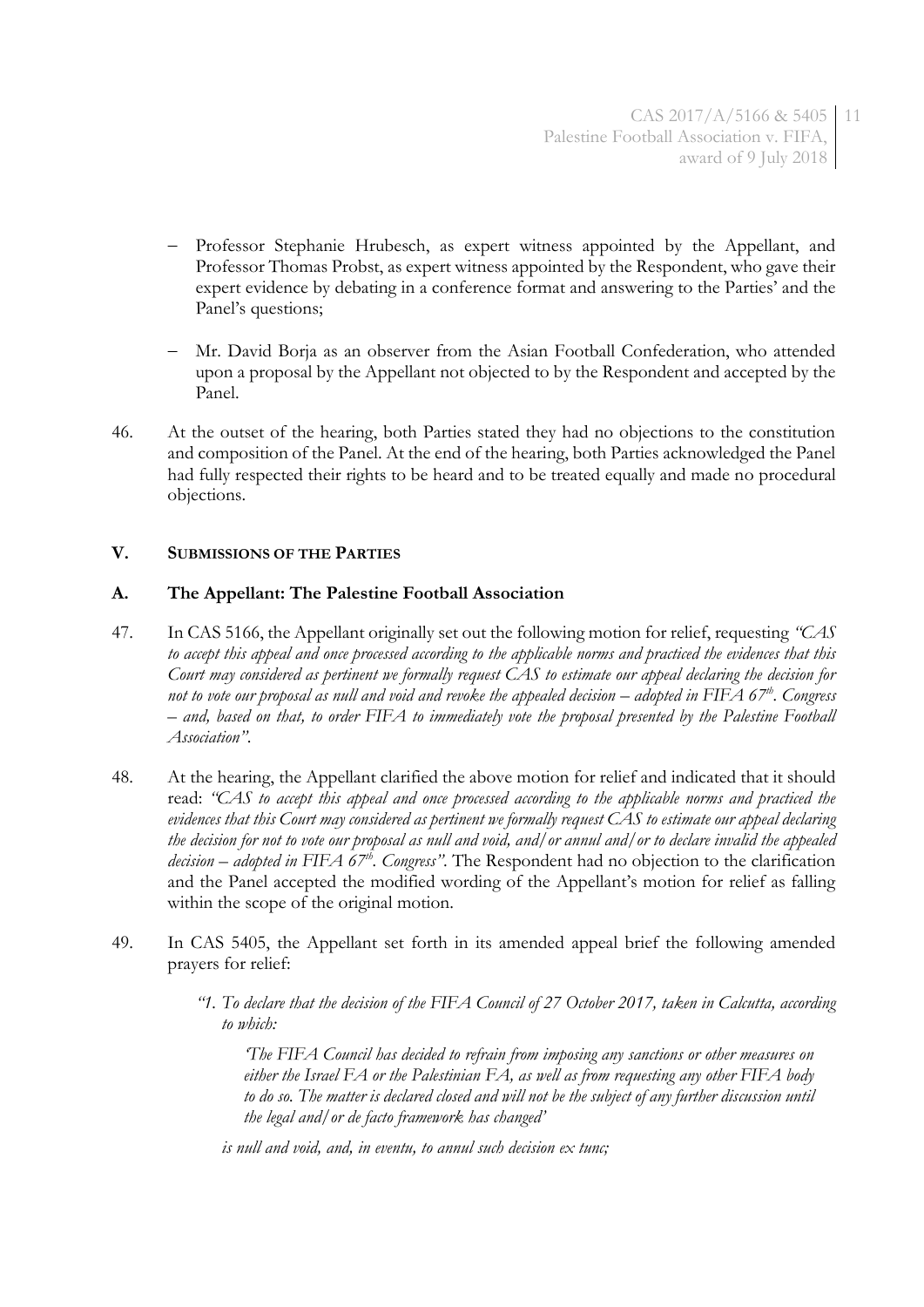- Professor Stephanie Hrubesch, as expert witness appointed by the Appellant, and Professor Thomas Probst, as expert witness appointed by the Respondent, who gave their expert evidence by debating in a conference format and answering to the Parties' and the Panel's questions;

- Mr. David Borja as an observer from the Asian Football Confederation, who attended upon a proposal by the Appellant not objected to by the Respondent and accepted by the Panel.

46. At the outset of the hearing, both Parties stated they had no objections to the constitution and composition of the Panel. At the end of the hearing, both Parties acknowledged the Panel had fully respected their rights to be heard and to be treated equally and made no procedural objections.

## V. SUBMISSIONS OF THE PARTIES

### A. The Appellant: The Palestine Football Association

47. In CAS 5166, the Appellant originally set out the following motion for relief, requesting *"CAS to accept this appeal and once processed according to the applicable norms and practiced the evidences that this Court may considered as pertinent we formally request CAS to estimate our appeal declaring the decision for not to vote our proposal as null and void and revoke the appealed decision – adopted in FIFA 67th. Congress – and, based on that, to order FIFA to immediately vote the proposal presented by the Palestine Football Association"*.

48. At the hearing, the Appellant clarified the above motion for relief and indicated that it should read: *"CAS to accept this appeal and once processed according to the applicable norms and practiced the evidences that this Court may considered as pertinent we formally request CAS to estimate our appeal declaring the decision for not to vote our proposal as null and void, and/or annul and/or to declare invalid the appealed decision – adopted in FIFA 67th. Congress"*. The Respondent had no objection to the clarification and the Panel accepted the modified wording of the Appellant's motion for relief as falling within the scope of the original motion.

49. In CAS 5405, the Appellant set forth in its amended appeal brief the following amended prayers for relief:

   *"1. To declare that the decision of the FIFA Council of 27 October 2017, taken in Calcutta, according to which:*

   > *'The FIFA Council has decided to refrain from imposing any sanctions or other measures on either the Israel FA or the Palestinian FA, as well as from requesting any other FIFA body to do so. The matter is declared closed and will not be the subject of any further discussion until the legal and/or de facto framework has changed'*

   *is null and void, and, in eventu, to annul such decision ex tunc;*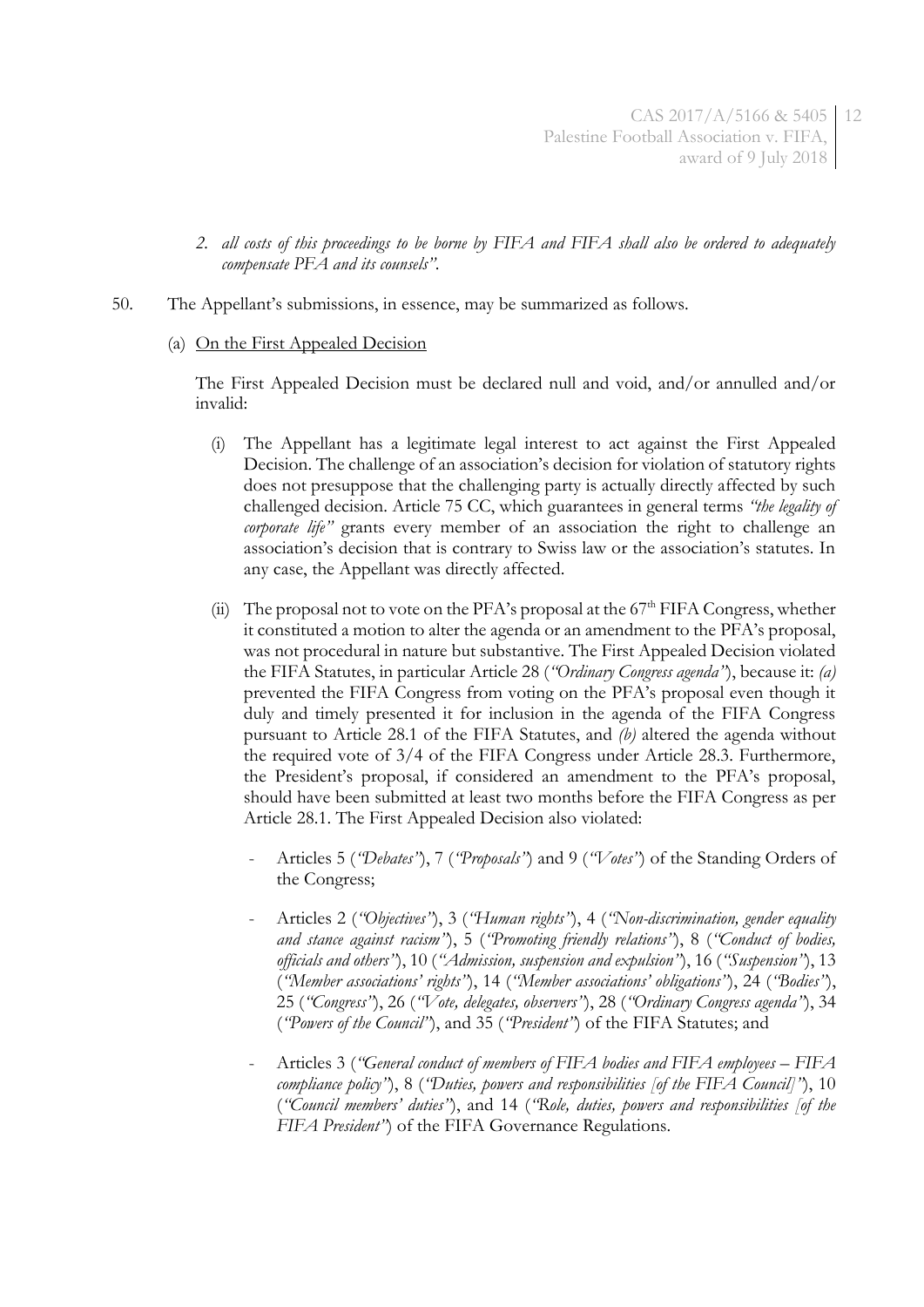2. *all costs of this proceedings to be borne by FIFA and FIFA shall also be ordered to adequately compensate PFA and its counsels"*.

50. The Appellant's submissions, in essence, may be summarized as follows.

(a) <u>On the First Appealed Decision</u>

The First Appealed Decision must be declared null and void, and/or annulled and/or invalid:

(i) The Appellant has a legitimate legal interest to act against the First Appealed Decision. The challenge of an association's decision for violation of statutory rights does not presuppose that the challenging party is actually directly affected by such challenged decision. Article 75 CC, which guarantees in general terms *"the legality of corporate life"* grants every member of an association the right to challenge an association's decision that is contrary to Swiss law or the association's statutes. In any case, the Appellant was directly affected.

(ii) The proposal not to vote on the PFA's proposal at the 67th FIFA Congress, whether it constituted a motion to alter the agenda or an amendment to the PFA's proposal, was not procedural in nature but substantive. The First Appealed Decision violated the FIFA Statutes, in particular Article 28 (*"Ordinary Congress agenda"*), because it: *(a)* prevented the FIFA Congress from voting on the PFA's proposal even though it duly and timely presented it for inclusion in the agenda of the FIFA Congress pursuant to Article 28.1 of the FIFA Statutes, and *(b)* altered the agenda without the required vote of 3/4 of the FIFA Congress under Article 28.3. Furthermore, the President's proposal, if considered an amendment to the PFA's proposal, should have been submitted at least two months before the FIFA Congress as per Article 28.1. The First Appealed Decision also violated:

- Articles 5 (*"Debates"*), 7 (*"Proposals"*) and 9 (*"Votes"*) of the Standing Orders of the Congress;

- Articles 2 (*"Objectives"*), 3 (*"Human rights"*), 4 (*"Non-discrimination, gender equality and stance against racism"*), 5 (*"Promoting friendly relations"*), 8 (*"Conduct of bodies, officials and others"*), 10 (*"Admission, suspension and expulsion"*), 16 (*"Suspension"*), 13 (*"Member associations' rights"*), 14 (*"Member associations' obligations"*), 24 (*"Bodies"*), 25 (*"Congress"*), 26 (*"Vote, delegates, observers"*), 28 (*"Ordinary Congress agenda"*), 34 (*"Powers of the Council"*), and 35 (*"President"*) of the FIFA Statutes; and

- Articles 3 (*"General conduct of members of FIFA bodies and FIFA employees – FIFA compliance policy"*), 8 (*"Duties, powers and responsibilities [of the FIFA Council]"*), 10 (*"Council members' duties"*), and 14 (*"Role, duties, powers and responsibilities [of the FIFA President"*) of the FIFA Governance Regulations.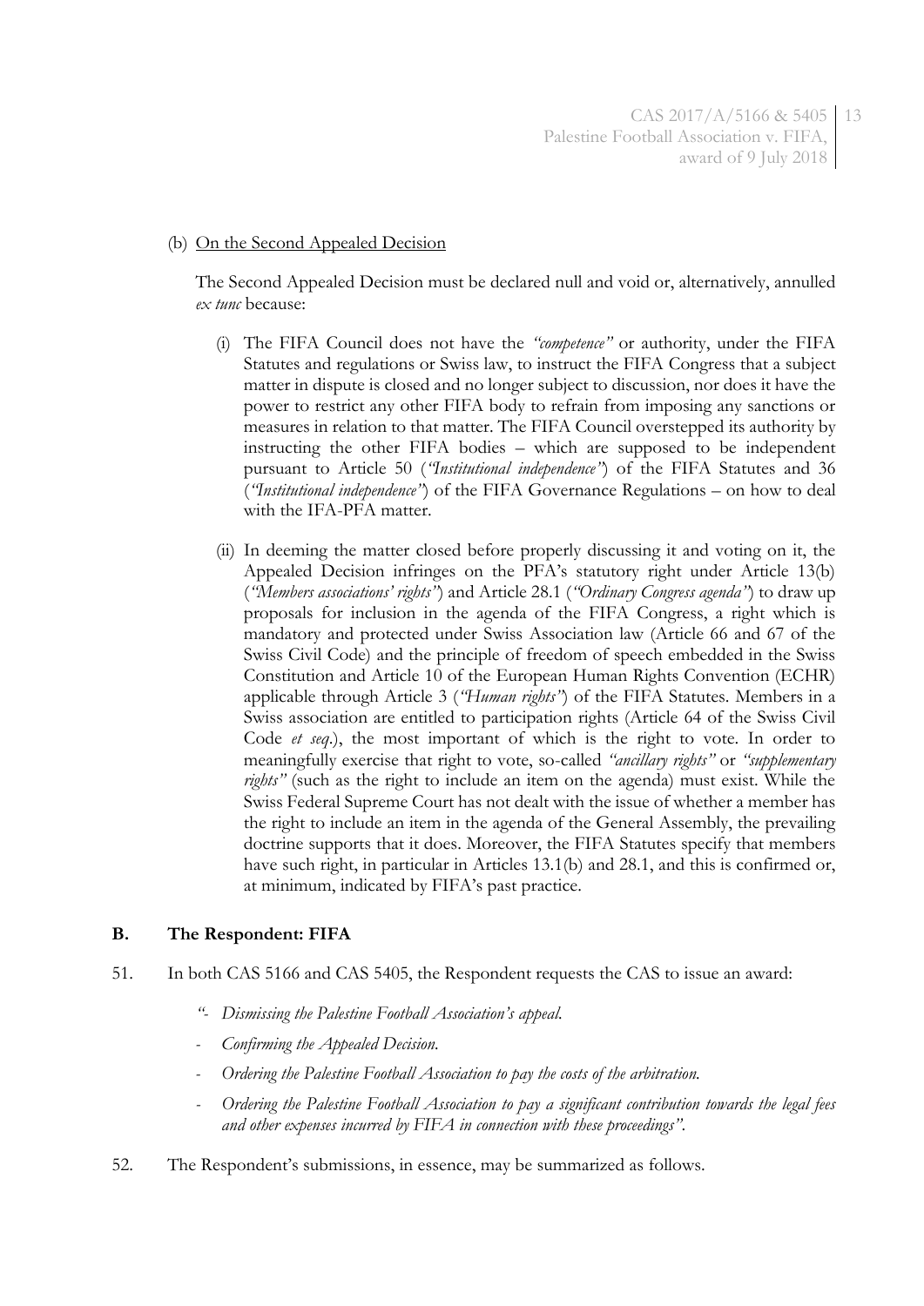(b) On the Second Appealed Decision

The Second Appealed Decision must be declared null and void or, alternatively, annulled *ex tunc* because:

(i) The FIFA Council does not have the *"competence"* or authority, under the FIFA Statutes and regulations or Swiss law, to instruct the FIFA Congress that a subject matter in dispute is closed and no longer subject to discussion, nor does it have the power to restrict any other FIFA body to refrain from imposing any sanctions or measures in relation to that matter. The FIFA Council overstepped its authority by instructing the other FIFA bodies – which are supposed to be independent pursuant to Article 50 (*"Institutional independence"*) of the FIFA Statutes and 36 (*"Institutional independence"*) of the FIFA Governance Regulations – on how to deal with the IFA-PFA matter.

(ii) In deeming the matter closed before properly discussing it and voting on it, the Appealed Decision infringes on the PFA's statutory right under Article 13(b) (*"Members associations' rights"*) and Article 28.1 (*"Ordinary Congress agenda"*) to draw up proposals for inclusion in the agenda of the FIFA Congress, a right which is mandatory and protected under Swiss Association law (Article 66 and 67 of the Swiss Civil Code) and the principle of freedom of speech embedded in the Swiss Constitution and Article 10 of the European Human Rights Convention (ECHR) applicable through Article 3 (*"Human rights"*) of the FIFA Statutes. Members in a Swiss association are entitled to participation rights (Article 64 of the Swiss Civil Code *et seq*.), the most important of which is the right to vote. In order to meaningfully exercise that right to vote, so-called *"ancillary rights"* or *"supplementary rights"* (such as the right to include an item on the agenda) must exist. While the Swiss Federal Supreme Court has not dealt with the issue of whether a member has the right to include an item in the agenda of the General Assembly, the prevailing doctrine supports that it does. Moreover, the FIFA Statutes specify that members have such right, in particular in Articles 13.1(b) and 28.1, and this is confirmed or, at minimum, indicated by FIFA's past practice.

### B. The Respondent: FIFA

51. In both CAS 5166 and CAS 5405, the Respondent requests the CAS to issue an award:

*"- Dismissing the Palestine Football Association's appeal.*

*- Confirming the Appealed Decision.*

*- Ordering the Palestine Football Association to pay the costs of the arbitration.*

*- Ordering the Palestine Football Association to pay a significant contribution towards the legal fees and other expenses incurred by FIFA in connection with these proceedings"*.

52. The Respondent's submissions, in essence, may be summarized as follows.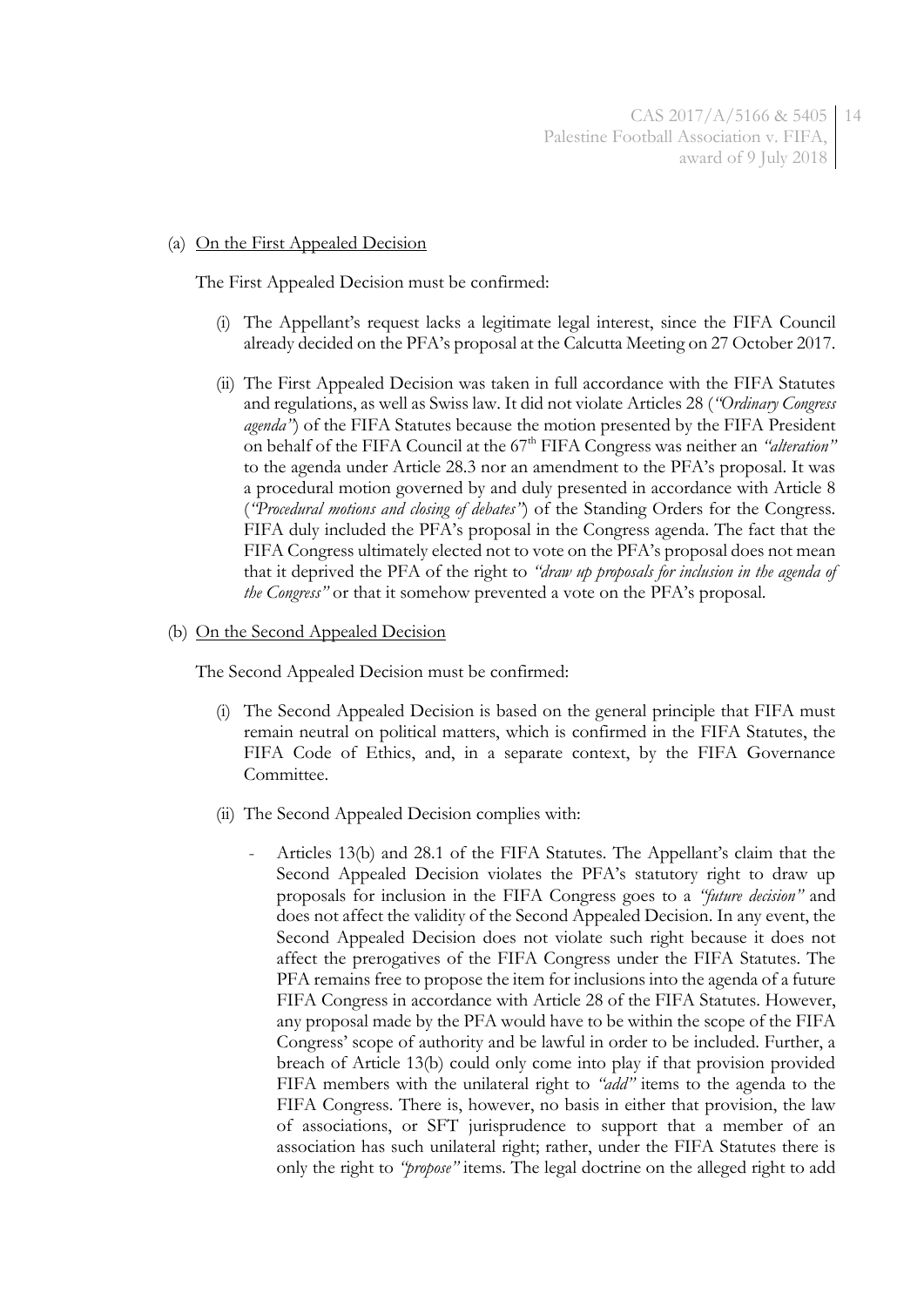(a) <u>On the First Appealed Decision</u>

The First Appealed Decision must be confirmed:

(i) The Appellant's request lacks a legitimate legal interest, since the FIFA Council already decided on the PFA's proposal at the Calcutta Meeting on 27 October 2017.

(ii) The First Appealed Decision was taken in full accordance with the FIFA Statutes and regulations, as well as Swiss law. It did not violate Articles 28 (*"Ordinary Congress agenda"*) of the FIFA Statutes because the motion presented by the FIFA President on behalf of the FIFA Council at the 67th FIFA Congress was neither an *"alteration"* to the agenda under Article 28.3 nor an amendment to the PFA's proposal. It was a procedural motion governed by and duly presented in accordance with Article 8 (*"Procedural motions and closing of debates"*) of the Standing Orders for the Congress. FIFA duly included the PFA's proposal in the Congress agenda. The fact that the FIFA Congress ultimately elected not to vote on the PFA's proposal does not mean that it deprived the PFA of the right to *"draw up proposals for inclusion in the agenda of the Congress"* or that it somehow prevented a vote on the PFA's proposal.

(b) <u>On the Second Appealed Decision</u>

The Second Appealed Decision must be confirmed:

(i) The Second Appealed Decision is based on the general principle that FIFA must remain neutral on political matters, which is confirmed in the FIFA Statutes, the FIFA Code of Ethics, and, in a separate context, by the FIFA Governance Committee.

(ii) The Second Appealed Decision complies with:

- Articles 13(b) and 28.1 of the FIFA Statutes. The Appellant's claim that the Second Appealed Decision violates the PFA's statutory right to draw up proposals for inclusion in the FIFA Congress goes to a *"future decision"* and does not affect the validity of the Second Appealed Decision. In any event, the Second Appealed Decision does not violate such right because it does not affect the prerogatives of the FIFA Congress under the FIFA Statutes. The PFA remains free to propose the item for inclusions into the agenda of a future FIFA Congress in accordance with Article 28 of the FIFA Statutes. However, any proposal made by the PFA would have to be within the scope of the FIFA Congress' scope of authority and be lawful in order to be included. Further, a breach of Article 13(b) could only come into play if that provision provided FIFA members with the unilateral right to *"add"* items to the agenda to the FIFA Congress. There is, however, no basis in either that provision, the law of associations, or SFT jurisprudence to support that a member of an association has such unilateral right; rather, under the FIFA Statutes there is only the right to *"propose"* items. The legal doctrine on the alleged right to add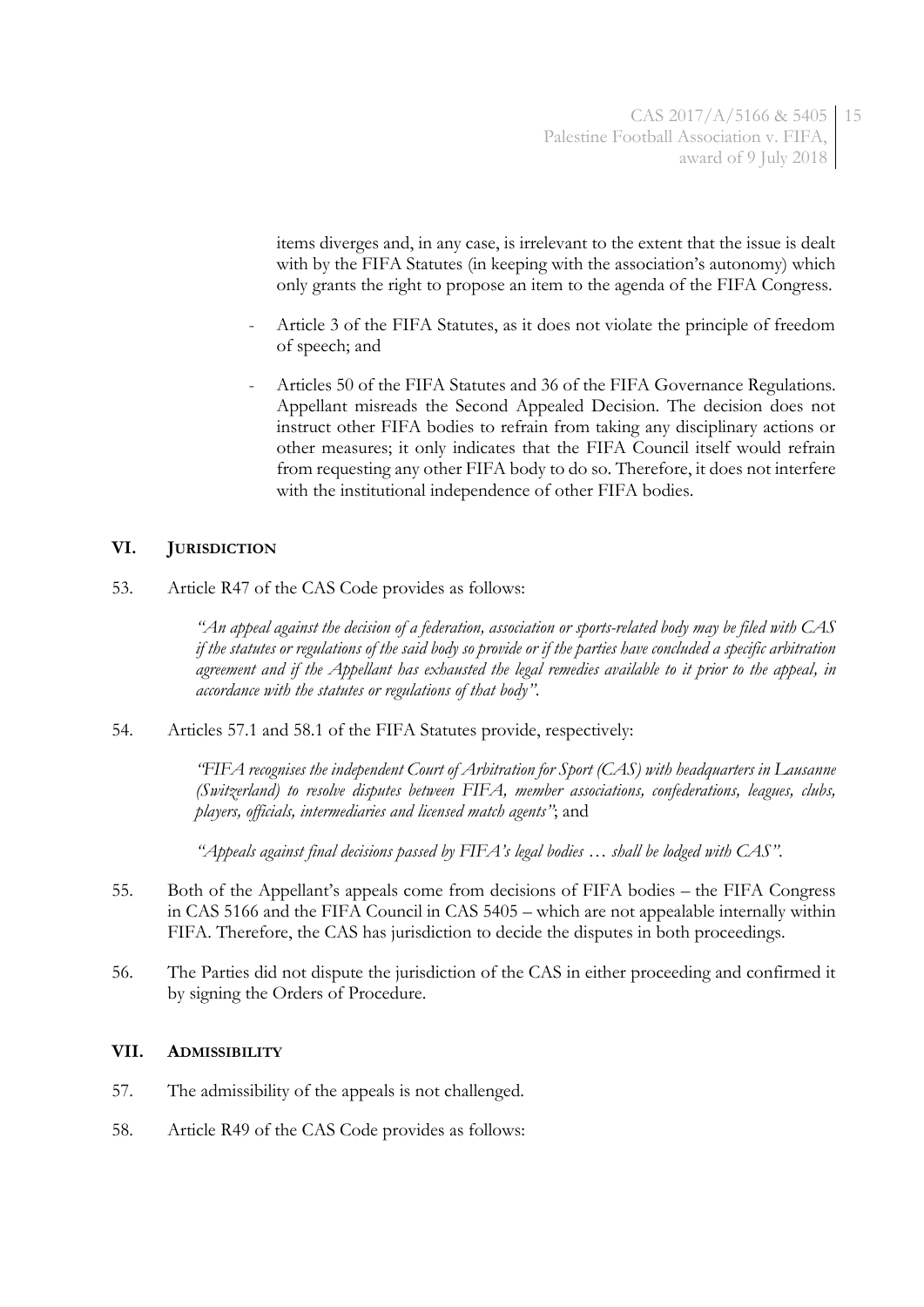items diverges and, in any case, is irrelevant to the extent that the issue is dealt with by the FIFA Statutes (in keeping with the association's autonomy) which only grants the right to propose an item to the agenda of the FIFA Congress.

- Article 3 of the FIFA Statutes, as it does not violate the principle of freedom of speech; and
- Articles 50 of the FIFA Statutes and 36 of the FIFA Governance Regulations. Appellant misreads the Second Appealed Decision. The decision does not instruct other FIFA bodies to refrain from taking any disciplinary actions or other measures; it only indicates that the FIFA Council itself would refrain from requesting any other FIFA body to do so. Therefore, it does not interfere with the institutional independence of other FIFA bodies.

## VI. JURISDICTION

53. Article R47 of the CAS Code provides as follows:

*"An appeal against the decision of a federation, association or sports-related body may be filed with CAS if the statutes or regulations of the said body so provide or if the parties have concluded a specific arbitration agreement and if the Appellant has exhausted the legal remedies available to it prior to the appeal, in accordance with the statutes or regulations of that body"*.

54. Articles 57.1 and 58.1 of the FIFA Statutes provide, respectively:

*"FIFA recognises the independent Court of Arbitration for Sport (CAS) with headquarters in Lausanne (Switzerland) to resolve disputes between FIFA, member associations, confederations, leagues, clubs, players, officials, intermediaries and licensed match agents"*; and

*"Appeals against final decisions passed by FIFA's legal bodies … shall be lodged with CAS"*.

55. Both of the Appellant's appeals come from decisions of FIFA bodies – the FIFA Congress in CAS 5166 and the FIFA Council in CAS 5405 – which are not appealable internally within FIFA. Therefore, the CAS has jurisdiction to decide the disputes in both proceedings.

56. The Parties did not dispute the jurisdiction of the CAS in either proceeding and confirmed it by signing the Orders of Procedure.

## VII. ADMISSIBILITY

57. The admissibility of the appeals is not challenged.

58. Article R49 of the CAS Code provides as follows: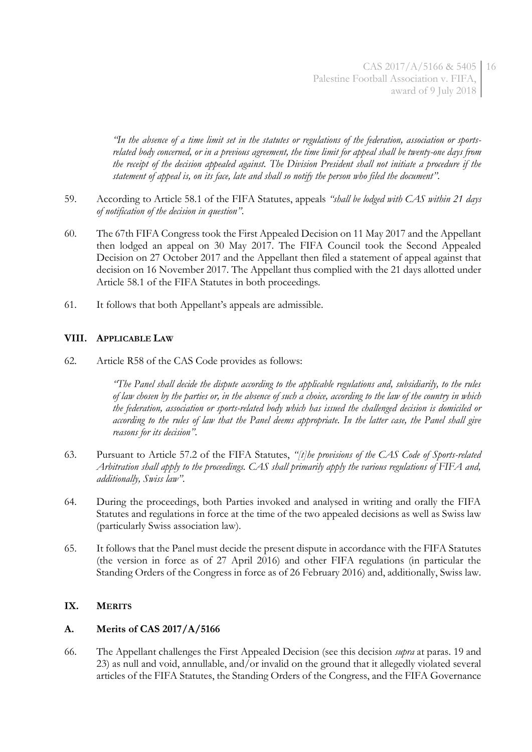*"In the absence of a time limit set in the statutes or regulations of the federation, association or sports-related body concerned, or in a previous agreement, the time limit for appeal shall be twenty-one days from the receipt of the decision appealed against. The Division President shall not initiate a procedure if the statement of appeal is, on its face, late and shall so notify the person who filed the document".*

59. According to Article 58.1 of the FIFA Statutes, appeals *"shall be lodged with CAS within 21 days of notification of the decision in question"*.

60. The 67th FIFA Congress took the First Appealed Decision on 11 May 2017 and the Appellant then lodged an appeal on 30 May 2017. The FIFA Council took the Second Appealed Decision on 27 October 2017 and the Appellant then filed a statement of appeal against that decision on 16 November 2017. The Appellant thus complied with the 21 days allotted under Article 58.1 of the FIFA Statutes in both proceedings.

61. It follows that both Appellant's appeals are admissible.

## VIII. APPLICABLE LAW

62. Article R58 of the CAS Code provides as follows:

*"The Panel shall decide the dispute according to the applicable regulations and, subsidiarily, to the rules of law chosen by the parties or, in the absence of such a choice, according to the law of the country in which the federation, association or sports-related body which has issued the challenged decision is domiciled or according to the rules of law that the Panel deems appropriate. In the latter case, the Panel shall give reasons for its decision".*

63. Pursuant to Article 57.2 of the FIFA Statutes, *"[t]he provisions of the CAS Code of Sports-related Arbitration shall apply to the proceedings. CAS shall primarily apply the various regulations of FIFA and, additionally, Swiss law"*.

64. During the proceedings, both Parties invoked and analysed in writing and orally the FIFA Statutes and regulations in force at the time of the two appealed decisions as well as Swiss law (particularly Swiss association law).

65. It follows that the Panel must decide the present dispute in accordance with the FIFA Statutes (the version in force as of 27 April 2016) and other FIFA regulations (in particular the Standing Orders of the Congress in force as of 26 February 2016) and, additionally, Swiss law.

## IX. MERITS

### A. Merits of CAS 2017/A/5166

66. The Appellant challenges the First Appealed Decision (see this decision *supra* at paras. 19 and 23) as null and void, annullable, and/or invalid on the ground that it allegedly violated several articles of the FIFA Statutes, the Standing Orders of the Congress, and the FIFA Governance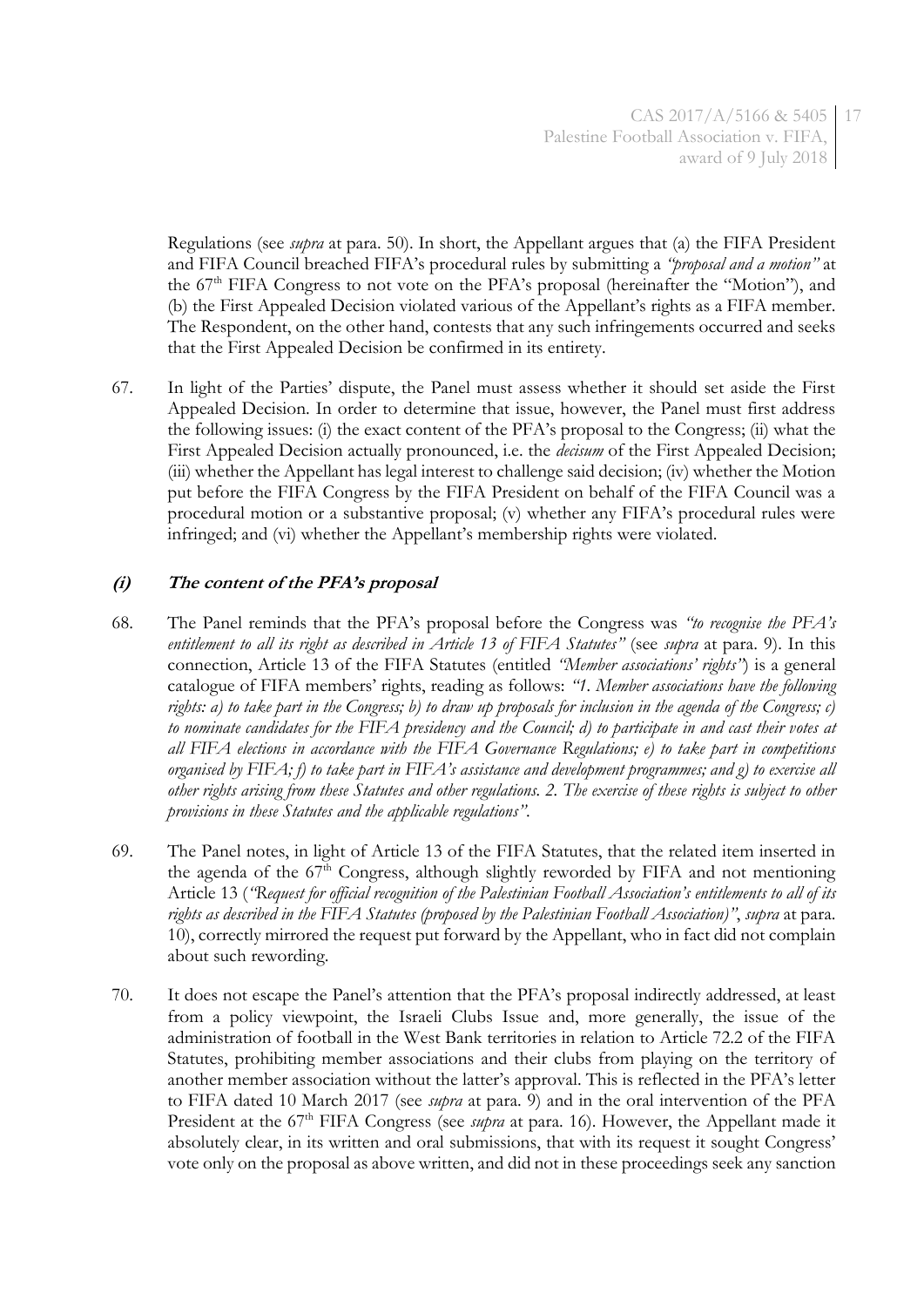Regulations (see *supra* at para. 50). In short, the Appellant argues that (a) the FIFA President and FIFA Council breached FIFA's procedural rules by submitting a *"proposal and a motion"* at the 67th FIFA Congress to not vote on the PFA's proposal (hereinafter the "Motion"), and (b) the First Appealed Decision violated various of the Appellant's rights as a FIFA member. The Respondent, on the other hand, contests that any such infringements occurred and seeks that the First Appealed Decision be confirmed in its entirety.

67. In light of the Parties' dispute, the Panel must assess whether it should set aside the First Appealed Decision. In order to determine that issue, however, the Panel must first address the following issues: (i) the exact content of the PFA's proposal to the Congress; (ii) what the First Appealed Decision actually pronounced, i.e. the *decisum* of the First Appealed Decision; (iii) whether the Appellant has legal interest to challenge said decision; (iv) whether the Motion put before the FIFA Congress by the FIFA President on behalf of the FIFA Council was a procedural motion or a substantive proposal; (v) whether any FIFA's procedural rules were infringed; and (vi) whether the Appellant's membership rights were violated.

### *(i) The content of the PFA's proposal*

68. The Panel reminds that the PFA's proposal before the Congress was *"to recognise the PFA's entitlement to all its right as described in Article 13 of FIFA Statutes"* (see *supra* at para. 9). In this connection, Article 13 of the FIFA Statutes (entitled *"Member associations' rights"*) is a general catalogue of FIFA members' rights, reading as follows: *"1. Member associations have the following rights: a) to take part in the Congress; b) to draw up proposals for inclusion in the agenda of the Congress; c) to nominate candidates for the FIFA presidency and the Council; d) to participate in and cast their votes at all FIFA elections in accordance with the FIFA Governance Regulations; e) to take part in competitions organised by FIFA; f) to take part in FIFA's assistance and development programmes; and g) to exercise all other rights arising from these Statutes and other regulations. 2. The exercise of these rights is subject to other provisions in these Statutes and the applicable regulations"*.

69. The Panel notes, in light of Article 13 of the FIFA Statutes, that the related item inserted in the agenda of the 67th Congress, although slightly reworded by FIFA and not mentioning Article 13 (*"Request for official recognition of the Palestinian Football Association's entitlements to all of its rights as described in the FIFA Statutes (proposed by the Palestinian Football Association)"*, *supra* at para. 10), correctly mirrored the request put forward by the Appellant, who in fact did not complain about such rewording.

70. It does not escape the Panel's attention that the PFA's proposal indirectly addressed, at least from a policy viewpoint, the Israeli Clubs Issue and, more generally, the issue of the administration of football in the West Bank territories in relation to Article 72.2 of the FIFA Statutes, prohibiting member associations and their clubs from playing on the territory of another member association without the latter's approval. This is reflected in the PFA's letter to FIFA dated 10 March 2017 (see *supra* at para. 9) and in the oral intervention of the PFA President at the 67th FIFA Congress (see *supra* at para. 16). However, the Appellant made it absolutely clear, in its written and oral submissions, that with its request it sought Congress' vote only on the proposal as above written, and did not in these proceedings seek any sanction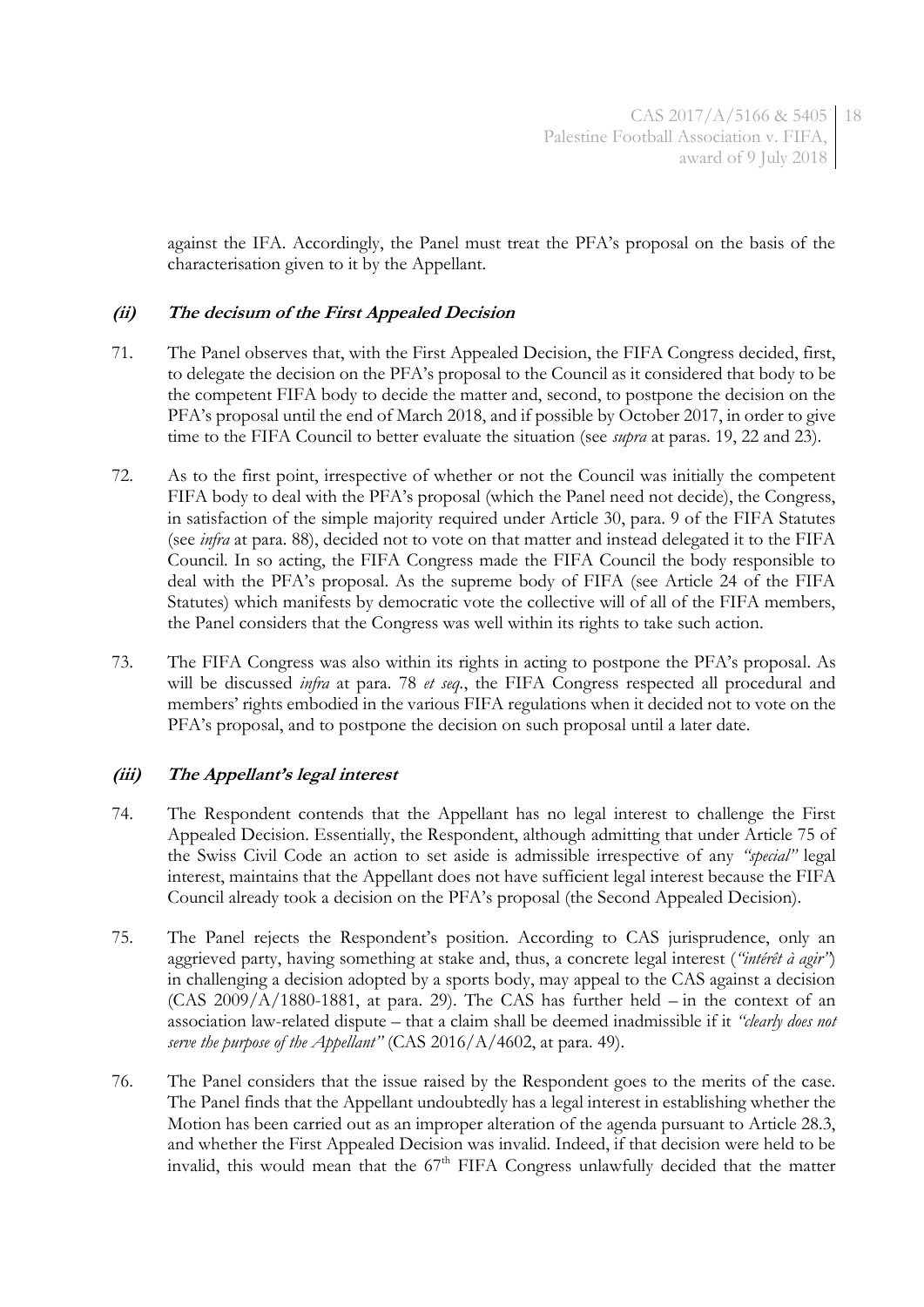against the IFA. Accordingly, the Panel must treat the PFA's proposal on the basis of the characterisation given to it by the Appellant.

### *(ii) The decisum of the First Appealed Decision*

71. The Panel observes that, with the First Appealed Decision, the FIFA Congress decided, first, to delegate the decision on the PFA's proposal to the Council as it considered that body to be the competent FIFA body to decide the matter and, second, to postpone the decision on the PFA's proposal until the end of March 2018, and if possible by October 2017, in order to give time to the FIFA Council to better evaluate the situation (see *supra* at paras. 19, 22 and 23).

72. As to the first point, irrespective of whether or not the Council was initially the competent FIFA body to deal with the PFA's proposal (which the Panel need not decide), the Congress, in satisfaction of the simple majority required under Article 30, para. 9 of the FIFA Statutes (see *infra* at para. 88), decided not to vote on that matter and instead delegated it to the FIFA Council. In so acting, the FIFA Congress made the FIFA Council the body responsible to deal with the PFA's proposal. As the supreme body of FIFA (see Article 24 of the FIFA Statutes) which manifests by democratic vote the collective will of all of the FIFA members, the Panel considers that the Congress was well within its rights to take such action.

73. The FIFA Congress was also within its rights in acting to postpone the PFA's proposal. As will be discussed *infra* at para. 78 *et seq*., the FIFA Congress respected all procedural and members' rights embodied in the various FIFA regulations when it decided not to vote on the PFA's proposal, and to postpone the decision on such proposal until a later date.

### *(iii) The Appellant's legal interest*

74. The Respondent contends that the Appellant has no legal interest to challenge the First Appealed Decision. Essentially, the Respondent, although admitting that under Article 75 of the Swiss Civil Code an action to set aside is admissible irrespective of any *"special"* legal interest, maintains that the Appellant does not have sufficient legal interest because the FIFA Council already took a decision on the PFA's proposal (the Second Appealed Decision).

75. The Panel rejects the Respondent's position. According to CAS jurisprudence, only an aggrieved party, having something at stake and, thus, a concrete legal interest (*"intérêt à agir"*) in challenging a decision adopted by a sports body, may appeal to the CAS against a decision (CAS 2009/A/1880-1881, at para. 29). The CAS has further held – in the context of an association law-related dispute – that a claim shall be deemed inadmissible if it *"clearly does not serve the purpose of the Appellant"* (CAS 2016/A/4602, at para. 49).

76. The Panel considers that the issue raised by the Respondent goes to the merits of the case. The Panel finds that the Appellant undoubtedly has a legal interest in establishing whether the Motion has been carried out as an improper alteration of the agenda pursuant to Article 28.3, and whether the First Appealed Decision was invalid. Indeed, if that decision were held to be invalid, this would mean that the 67th FIFA Congress unlawfully decided that the matter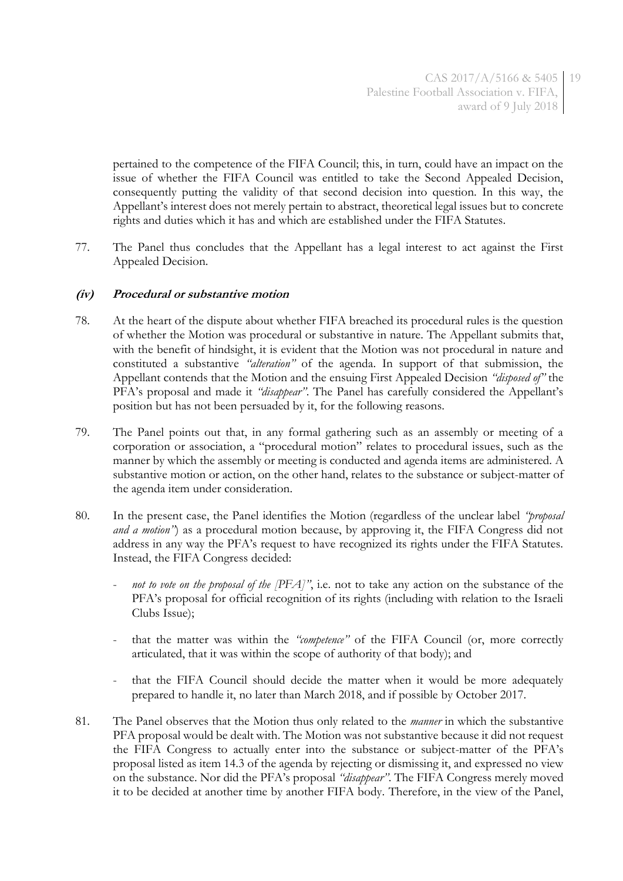pertained to the competence of the FIFA Council; this, in turn, could have an impact on the issue of whether the FIFA Council was entitled to take the Second Appealed Decision, consequently putting the validity of that second decision into question. In this way, the Appellant's interest does not merely pertain to abstract, theoretical legal issues but to concrete rights and duties which it has and which are established under the FIFA Statutes.

77. The Panel thus concludes that the Appellant has a legal interest to act against the First Appealed Decision.

### *(iv)* **Procedural or substantive motion**

78. At the heart of the dispute about whether FIFA breached its procedural rules is the question of whether the Motion was procedural or substantive in nature. The Appellant submits that, with the benefit of hindsight, it is evident that the Motion was not procedural in nature and constituted a substantive *"alteration"* of the agenda. In support of that submission, the Appellant contends that the Motion and the ensuing First Appealed Decision *"disposed of"* the PFA's proposal and made it *"disappear"*. The Panel has carefully considered the Appellant's position but has not been persuaded by it, for the following reasons.

79. The Panel points out that, in any formal gathering such as an assembly or meeting of a corporation or association, a "procedural motion" relates to procedural issues, such as the manner by which the assembly or meeting is conducted and agenda items are administered. A substantive motion or action, on the other hand, relates to the substance or subject-matter of the agenda item under consideration.

80. In the present case, the Panel identifies the Motion (regardless of the unclear label *"proposal and a motion"*) as a procedural motion because, by approving it, the FIFA Congress did not address in any way the PFA's request to have recognized its rights under the FIFA Statutes. Instead, the FIFA Congress decided:

   - *not to vote on the proposal of the [PFA]"*, i.e. not to take any action on the substance of the PFA's proposal for official recognition of its rights (including with relation to the Israeli Clubs Issue);
   - that the matter was within the *"competence"* of the FIFA Council (or, more correctly articulated, that it was within the scope of authority of that body); and
   - that the FIFA Council should decide the matter when it would be more adequately prepared to handle it, no later than March 2018, and if possible by October 2017.

81. The Panel observes that the Motion thus only related to the *manner* in which the substantive PFA proposal would be dealt with. The Motion was not substantive because it did not request the FIFA Congress to actually enter into the substance or subject-matter of the PFA's proposal listed as item 14.3 of the agenda by rejecting or dismissing it, and expressed no view on the substance. Nor did the PFA's proposal *"disappear"*. The FIFA Congress merely moved it to be decided at another time by another FIFA body. Therefore, in the view of the Panel,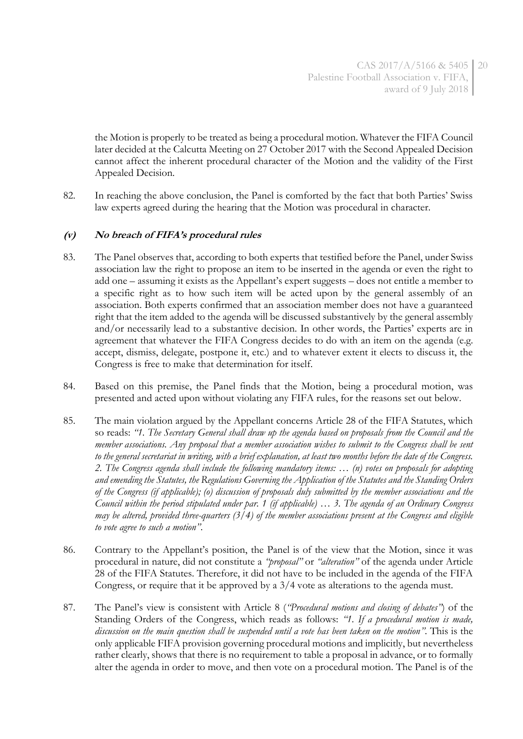the Motion is properly to be treated as being a procedural motion. Whatever the FIFA Council later decided at the Calcutta Meeting on 27 October 2017 with the Second Appealed Decision cannot affect the inherent procedural character of the Motion and the validity of the First Appealed Decision.

82. In reaching the above conclusion, the Panel is comforted by the fact that both Parties' Swiss law experts agreed during the hearing that the Motion was procedural in character.

### *(v)* **No breach of FIFA's procedural rules**

83. The Panel observes that, according to both experts that testified before the Panel, under Swiss association law the right to propose an item to be inserted in the agenda or even the right to add one – assuming it exists as the Appellant's expert suggests – does not entitle a member to a specific right as to how such item will be acted upon by the general assembly of an association. Both experts confirmed that an association member does not have a guaranteed right that the item added to the agenda will be discussed substantively by the general assembly and/or necessarily lead to a substantive decision. In other words, the Parties' experts are in agreement that whatever the FIFA Congress decides to do with an item on the agenda (e.g. accept, dismiss, delegate, postpone it, etc.) and to whatever extent it elects to discuss it, the Congress is free to make that determination for itself.

84. Based on this premise, the Panel finds that the Motion, being a procedural motion, was presented and acted upon without violating any FIFA rules, for the reasons set out below.

85. The main violation argued by the Appellant concerns Article 28 of the FIFA Statutes, which so reads: *"1. The Secretary General shall draw up the agenda based on proposals from the Council and the member associations. Any proposal that a member association wishes to submit to the Congress shall be sent to the general secretariat in writing, with a brief explanation, at least two months before the date of the Congress. 2. The Congress agenda shall include the following mandatory items: … (n) votes on proposals for adopting and emending the Statutes, the Regulations Governing the Application of the Statutes and the Standing Orders of the Congress (if applicable); (o) discussion of proposals duly submitted by the member associations and the Council within the period stipulated under par. 1 (if applicable) … 3. The agenda of an Ordinary Congress may be altered, provided three-quarters (3/4) of the member associations present at the Congress and eligible to vote agree to such a motion"*.

86. Contrary to the Appellant's position, the Panel is of the view that the Motion, since it was procedural in nature, did not constitute a *"proposal"* or *"alteration"* of the agenda under Article 28 of the FIFA Statutes. Therefore, it did not have to be included in the agenda of the FIFA Congress, or require that it be approved by a 3/4 vote as alterations to the agenda must.

87. The Panel's view is consistent with Article 8 (*"Procedural motions and closing of debates"*) of the Standing Orders of the Congress, which reads as follows: *"1. If a procedural motion is made, discussion on the main question shall be suspended until a vote has been taken on the motion"*. This is the only applicable FIFA provision governing procedural motions and implicitly, but nevertheless rather clearly, shows that there is no requirement to table a proposal in advance, or to formally alter the agenda in order to move, and then vote on a procedural motion. The Panel is of the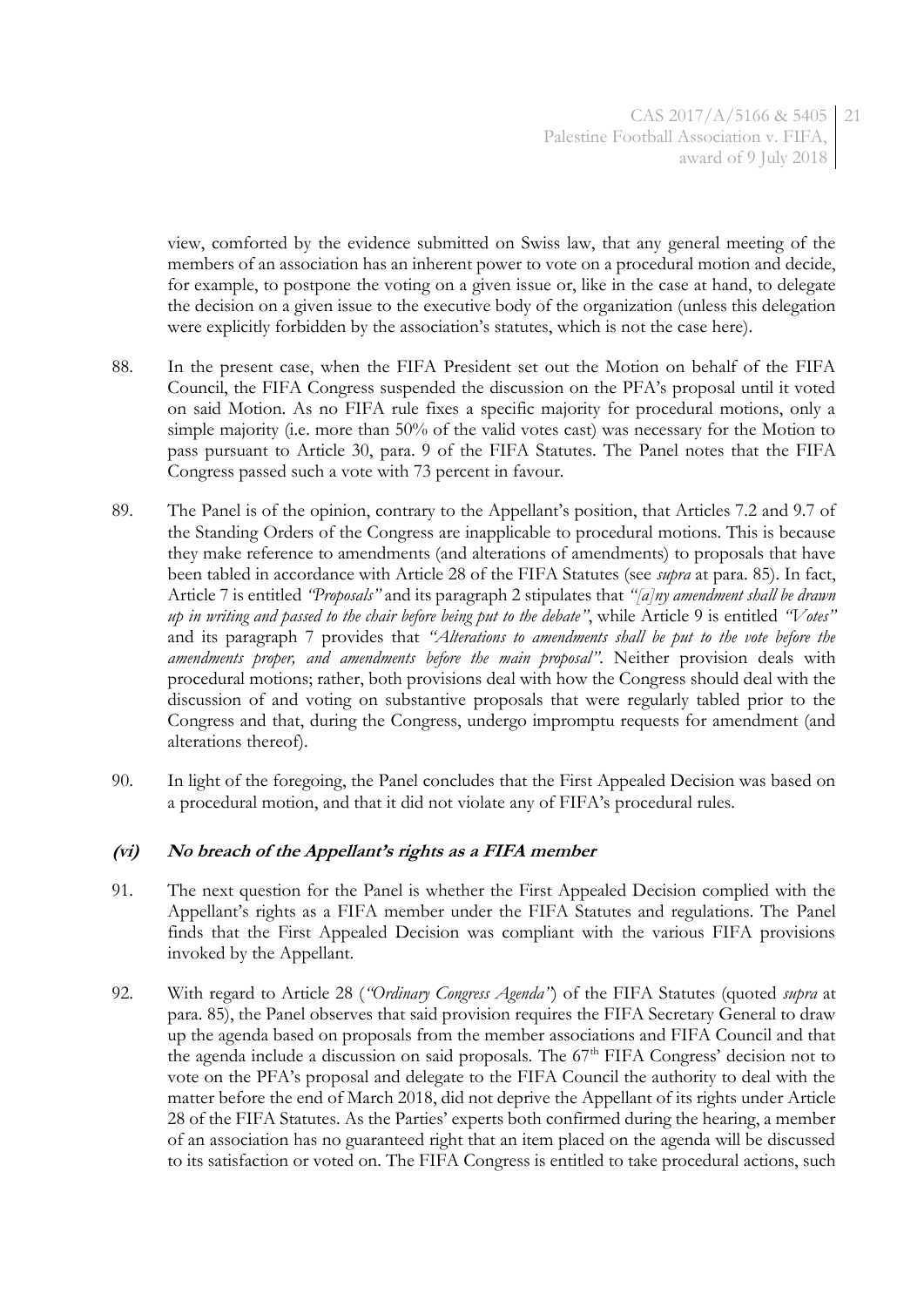view, comforted by the evidence submitted on Swiss law, that any general meeting of the members of an association has an inherent power to vote on a procedural motion and decide, for example, to postpone the voting on a given issue or, like in the case at hand, to delegate the decision on a given issue to the executive body of the organization (unless this delegation were explicitly forbidden by the association's statutes, which is not the case here).

88. In the present case, when the FIFA President set out the Motion on behalf of the FIFA Council, the FIFA Congress suspended the discussion on the PFA's proposal until it voted on said Motion. As no FIFA rule fixes a specific majority for procedural motions, only a simple majority (i.e. more than 50% of the valid votes cast) was necessary for the Motion to pass pursuant to Article 30, para. 9 of the FIFA Statutes. The Panel notes that the FIFA Congress passed such a vote with 73 percent in favour.

89. The Panel is of the opinion, contrary to the Appellant's position, that Articles 7.2 and 9.7 of the Standing Orders of the Congress are inapplicable to procedural motions. This is because they make reference to amendments (and alterations of amendments) to proposals that have been tabled in accordance with Article 28 of the FIFA Statutes (see *supra* at para. 85). In fact, Article 7 is entitled *"Proposals"* and its paragraph 2 stipulates that *"[a]ny amendment shall be drawn up in writing and passed to the chair before being put to the debate"*, while Article 9 is entitled *"Votes"* and its paragraph 7 provides that *"Alterations to amendments shall be put to the vote before the amendments proper, and amendments before the main proposal"*. Neither provision deals with procedural motions; rather, both provisions deal with how the Congress should deal with the discussion of and voting on substantive proposals that were regularly tabled prior to the Congress and that, during the Congress, undergo impromptu requests for amendment (and alterations thereof).

90. In light of the foregoing, the Panel concludes that the First Appealed Decision was based on a procedural motion, and that it did not violate any of FIFA's procedural rules.

### *(vi) No breach of the Appellant's rights as a FIFA member*

91. The next question for the Panel is whether the First Appealed Decision complied with the Appellant's rights as a FIFA member under the FIFA Statutes and regulations. The Panel finds that the First Appealed Decision was compliant with the various FIFA provisions invoked by the Appellant.

92. With regard to Article 28 (*"Ordinary Congress Agenda"*) of the FIFA Statutes (quoted *supra* at para. 85), the Panel observes that said provision requires the FIFA Secretary General to draw up the agenda based on proposals from the member associations and FIFA Council and that the agenda include a discussion on said proposals. The 67th FIFA Congress' decision not to vote on the PFA's proposal and delegate to the FIFA Council the authority to deal with the matter before the end of March 2018, did not deprive the Appellant of its rights under Article 28 of the FIFA Statutes. As the Parties' experts both confirmed during the hearing, a member of an association has no guaranteed right that an item placed on the agenda will be discussed to its satisfaction or voted on. The FIFA Congress is entitled to take procedural actions, such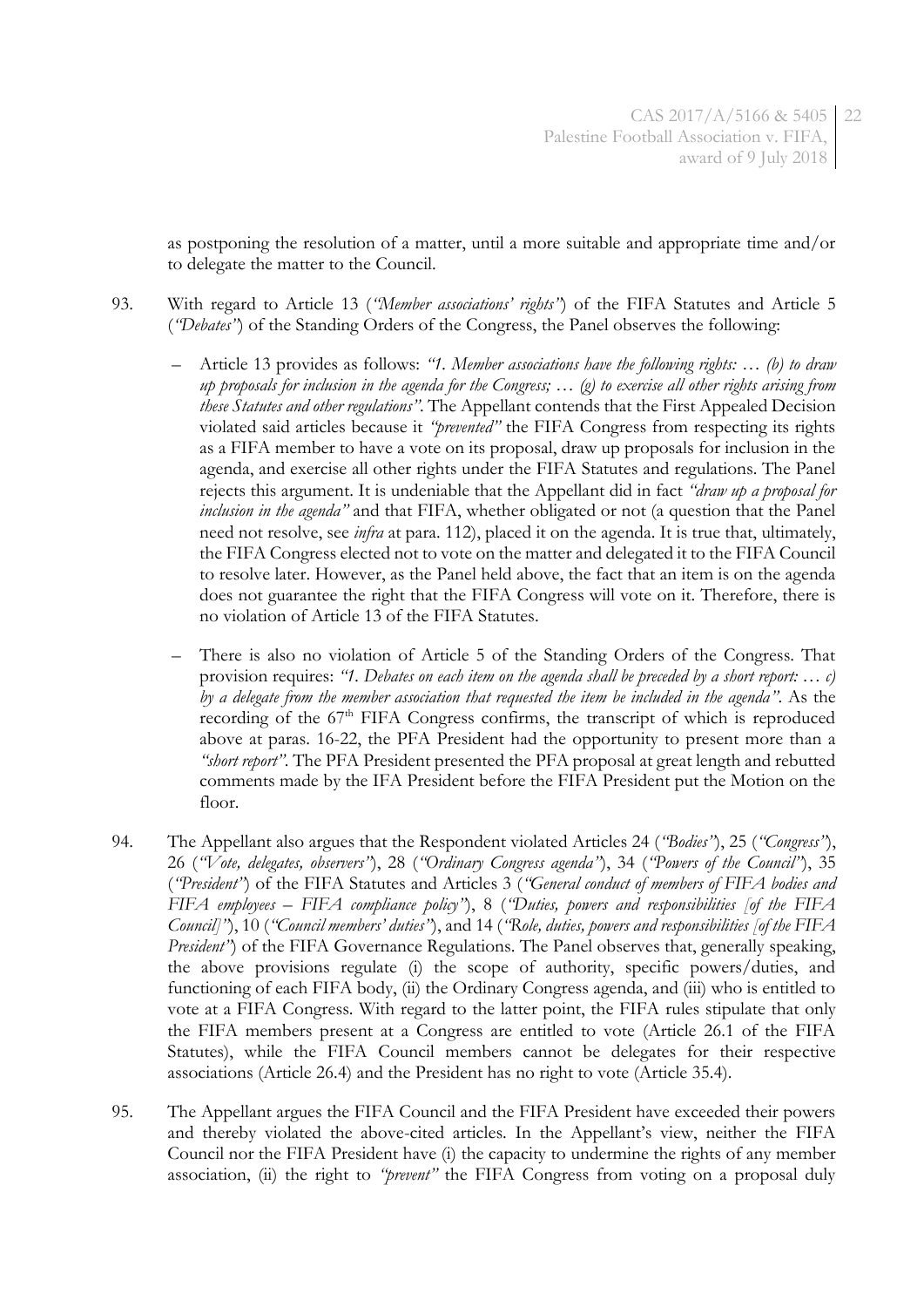as postponing the resolution of a matter, until a more suitable and appropriate time and/or to delegate the matter to the Council.

93. With regard to Article 13 (*"Member associations' rights"*) of the FIFA Statutes and Article 5 (*"Debates"*) of the Standing Orders of the Congress, the Panel observes the following:

   – Article 13 provides as follows: *"1. Member associations have the following rights: … (b) to draw up proposals for inclusion in the agenda for the Congress; … (g) to exercise all other rights arising from these Statutes and other regulations"*. The Appellant contends that the First Appealed Decision violated said articles because it *"prevented"* the FIFA Congress from respecting its rights as a FIFA member to have a vote on its proposal, draw up proposals for inclusion in the agenda, and exercise all other rights under the FIFA Statutes and regulations. The Panel rejects this argument. It is undeniable that the Appellant did in fact *"draw up a proposal for inclusion in the agenda"* and that FIFA, whether obligated or not (a question that the Panel need not resolve, see *infra* at para. 112), placed it on the agenda. It is true that, ultimately, the FIFA Congress elected not to vote on the matter and delegated it to the FIFA Council to resolve later. However, as the Panel held above, the fact that an item is on the agenda does not guarantee the right that the FIFA Congress will vote on it. Therefore, there is no violation of Article 13 of the FIFA Statutes.

   – There is also no violation of Article 5 of the Standing Orders of the Congress. That provision requires: *"1. Debates on each item on the agenda shall be preceded by a short report: … c) by a delegate from the member association that requested the item be included in the agenda"*. As the recording of the 67th FIFA Congress confirms, the transcript of which is reproduced above at paras. 16-22, the PFA President had the opportunity to present more than a *"short report"*. The PFA President presented the PFA proposal at great length and rebutted comments made by the IFA President before the FIFA President put the Motion on the floor.

94. The Appellant also argues that the Respondent violated Articles 24 (*"Bodies"*), 25 (*"Congress"*), 26 (*"Vote, delegates, observers"*), 28 (*"Ordinary Congress agenda"*), 34 (*"Powers of the Council"*), 35 (*"President"*) of the FIFA Statutes and Articles 3 (*"General conduct of members of FIFA bodies and FIFA employees – FIFA compliance policy"*), 8 (*"Duties, powers and responsibilities [of the FIFA Council]"*), 10 (*"Council members' duties"*), and 14 (*"Role, duties, powers and responsibilities [of the FIFA President"*) of the FIFA Governance Regulations. The Panel observes that, generally speaking, the above provisions regulate (i) the scope of authority, specific powers/duties, and functioning of each FIFA body, (ii) the Ordinary Congress agenda, and (iii) who is entitled to vote at a FIFA Congress. With regard to the latter point, the FIFA rules stipulate that only the FIFA members present at a Congress are entitled to vote (Article 26.1 of the FIFA Statutes), while the FIFA Council members cannot be delegates for their respective associations (Article 26.4) and the President has no right to vote (Article 35.4).

95. The Appellant argues the FIFA Council and the FIFA President have exceeded their powers and thereby violated the above-cited articles. In the Appellant's view, neither the FIFA Council nor the FIFA President have (i) the capacity to undermine the rights of any member association, (ii) the right to *"prevent"* the FIFA Congress from voting on a proposal duly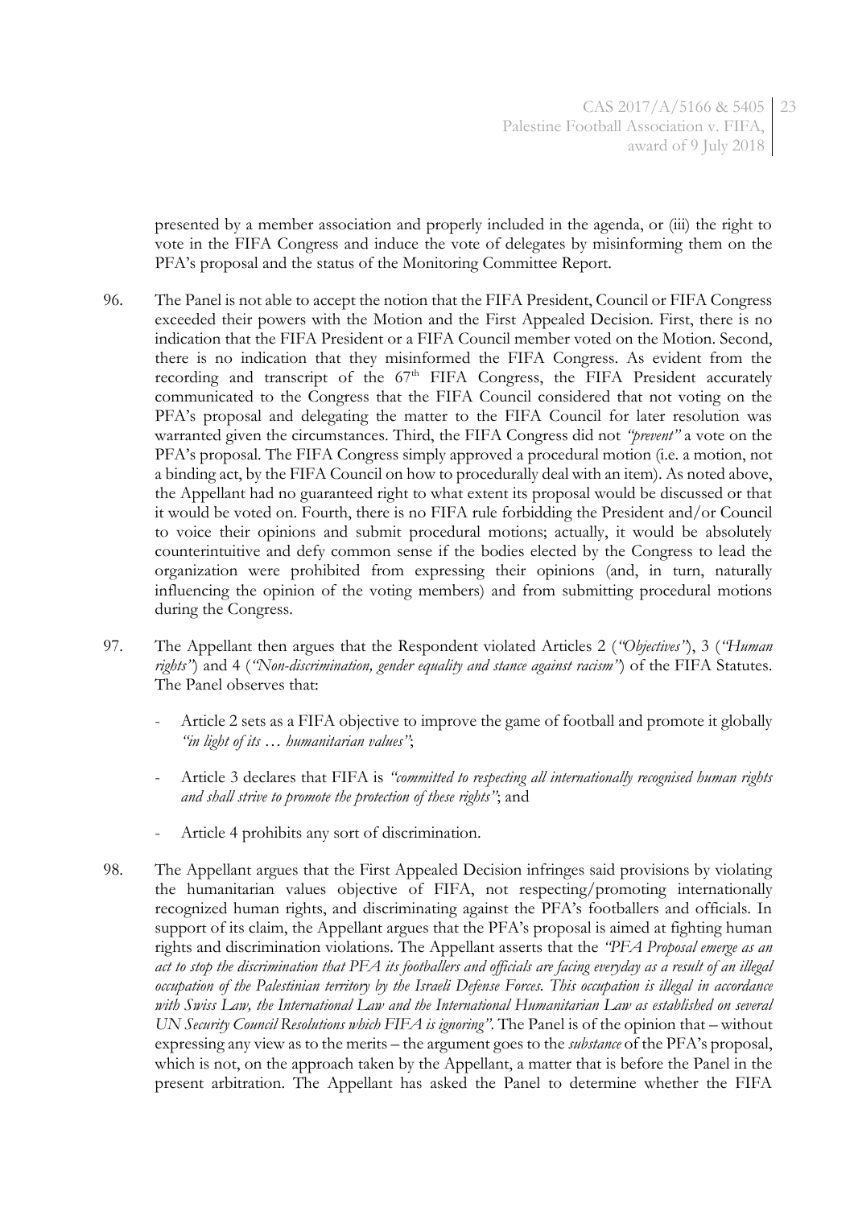presented by a member association and properly included in the agenda, or (iii) the right to vote in the FIFA Congress and induce the vote of delegates by misinforming them on the PFA's proposal and the status of the Monitoring Committee Report.

96. The Panel is not able to accept the notion that the FIFA President, Council or FIFA Congress exceeded their powers with the Motion and the First Appealed Decision. First, there is no indication that the FIFA President or a FIFA Council member voted on the Motion. Second, there is no indication that they misinformed the FIFA Congress. As evident from the recording and transcript of the 67th FIFA Congress, the FIFA President accurately communicated to the Congress that the FIFA Council considered that not voting on the PFA's proposal and delegating the matter to the FIFA Council for later resolution was warranted given the circumstances. Third, the FIFA Congress did not *"prevent"* a vote on the PFA's proposal. The FIFA Congress simply approved a procedural motion (i.e. a motion, not a binding act, by the FIFA Council on how to procedurally deal with an item). As noted above, the Appellant had no guaranteed right to what extent its proposal would be discussed or that it would be voted on. Fourth, there is no FIFA rule forbidding the President and/or Council to voice their opinions and submit procedural motions; actually, it would be absolutely counterintuitive and defy common sense if the bodies elected by the Congress to lead the organization were prohibited from expressing their opinions (and, in turn, naturally influencing the opinion of the voting members) and from submitting procedural motions during the Congress.

97. The Appellant then argues that the Respondent violated Articles 2 (*"Objectives"*), 3 (*"Human rights"*) and 4 (*"Non-discrimination, gender equality and stance against racism"*) of the FIFA Statutes. The Panel observes that:

- Article 2 sets as a FIFA objective to improve the game of football and promote it globally *"in light of its … humanitarian values"*;
- Article 3 declares that FIFA is *"committed to respecting all internationally recognised human rights and shall strive to promote the protection of these rights"*; and
- Article 4 prohibits any sort of discrimination.

98. The Appellant argues that the First Appealed Decision infringes said provisions by violating the humanitarian values objective of FIFA, not respecting/promoting internationally recognized human rights, and discriminating against the PFA's footballers and officials. In support of its claim, the Appellant argues that the PFA's proposal is aimed at fighting human rights and discrimination violations. The Appellant asserts that the *"PFA Proposal emerge as an act to stop the discrimination that PFA its footballers and officials are facing everyday as a result of an illegal occupation of the Palestinian territory by the Israeli Defense Forces. This occupation is illegal in accordance with Swiss Law, the International Law and the International Humanitarian Law as established on several UN Security Council Resolutions which FIFA is ignoring"*. The Panel is of the opinion that – without expressing any view as to the merits – the argument goes to the *substance* of the PFA's proposal, which is not, on the approach taken by the Appellant, a matter that is before the Panel in the present arbitration. The Appellant has asked the Panel to determine whether the FIFA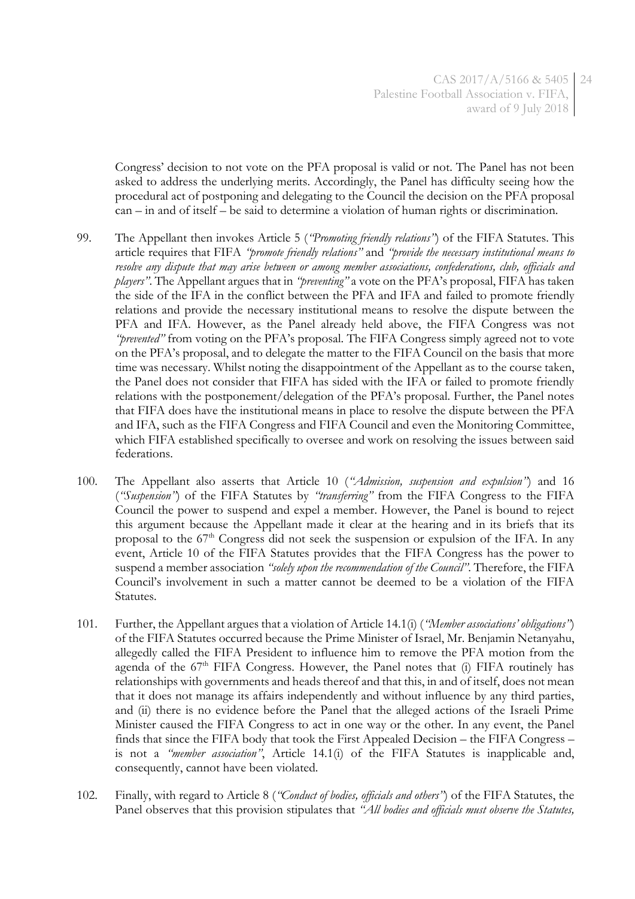Congress' decision to not vote on the PFA proposal is valid or not. The Panel has not been asked to address the underlying merits. Accordingly, the Panel has difficulty seeing how the procedural act of postponing and delegating to the Council the decision on the PFA proposal can – in and of itself – be said to determine a violation of human rights or discrimination.

99. The Appellant then invokes Article 5 (*"Promoting friendly relations"*) of the FIFA Statutes. This article requires that FIFA *"promote friendly relations"* and *"provide the necessary institutional means to resolve any dispute that may arise between or among member associations, confederations, club, officials and players"*. The Appellant argues that in *"preventing"* a vote on the PFA's proposal, FIFA has taken the side of the IFA in the conflict between the PFA and IFA and failed to promote friendly relations and provide the necessary institutional means to resolve the dispute between the PFA and IFA. However, as the Panel already held above, the FIFA Congress was not *"prevented"* from voting on the PFA's proposal. The FIFA Congress simply agreed not to vote on the PFA's proposal, and to delegate the matter to the FIFA Council on the basis that more time was necessary. Whilst noting the disappointment of the Appellant as to the course taken, the Panel does not consider that FIFA has sided with the IFA or failed to promote friendly relations with the postponement/delegation of the PFA's proposal. Further, the Panel notes that FIFA does have the institutional means in place to resolve the dispute between the PFA and IFA, such as the FIFA Congress and FIFA Council and even the Monitoring Committee, which FIFA established specifically to oversee and work on resolving the issues between said federations.

100. The Appellant also asserts that Article 10 (*"Admission, suspension and expulsion"*) and 16 (*"Suspension"*) of the FIFA Statutes by *"transferring"* from the FIFA Congress to the FIFA Council the power to suspend and expel a member. However, the Panel is bound to reject this argument because the Appellant made it clear at the hearing and in its briefs that its proposal to the 67th Congress did not seek the suspension or expulsion of the IFA. In any event, Article 10 of the FIFA Statutes provides that the FIFA Congress has the power to suspend a member association *"solely upon the recommendation of the Council"*. Therefore, the FIFA Council's involvement in such a matter cannot be deemed to be a violation of the FIFA Statutes.

101. Further, the Appellant argues that a violation of Article 14.1(i) (*"Member associations' obligations"*) of the FIFA Statutes occurred because the Prime Minister of Israel, Mr. Benjamin Netanyahu, allegedly called the FIFA President to influence him to remove the PFA motion from the agenda of the 67th FIFA Congress. However, the Panel notes that (i) FIFA routinely has relationships with governments and heads thereof and that this, in and of itself, does not mean that it does not manage its affairs independently and without influence by any third parties, and (ii) there is no evidence before the Panel that the alleged actions of the Israeli Prime Minister caused the FIFA Congress to act in one way or the other. In any event, the Panel finds that since the FIFA body that took the First Appealed Decision – the FIFA Congress – is not a *"member association"*, Article 14.1(i) of the FIFA Statutes is inapplicable and, consequently, cannot have been violated.

102. Finally, with regard to Article 8 (*"Conduct of bodies, officials and others"*) of the FIFA Statutes, the Panel observes that this provision stipulates that *"All bodies and officials must observe the Statutes,*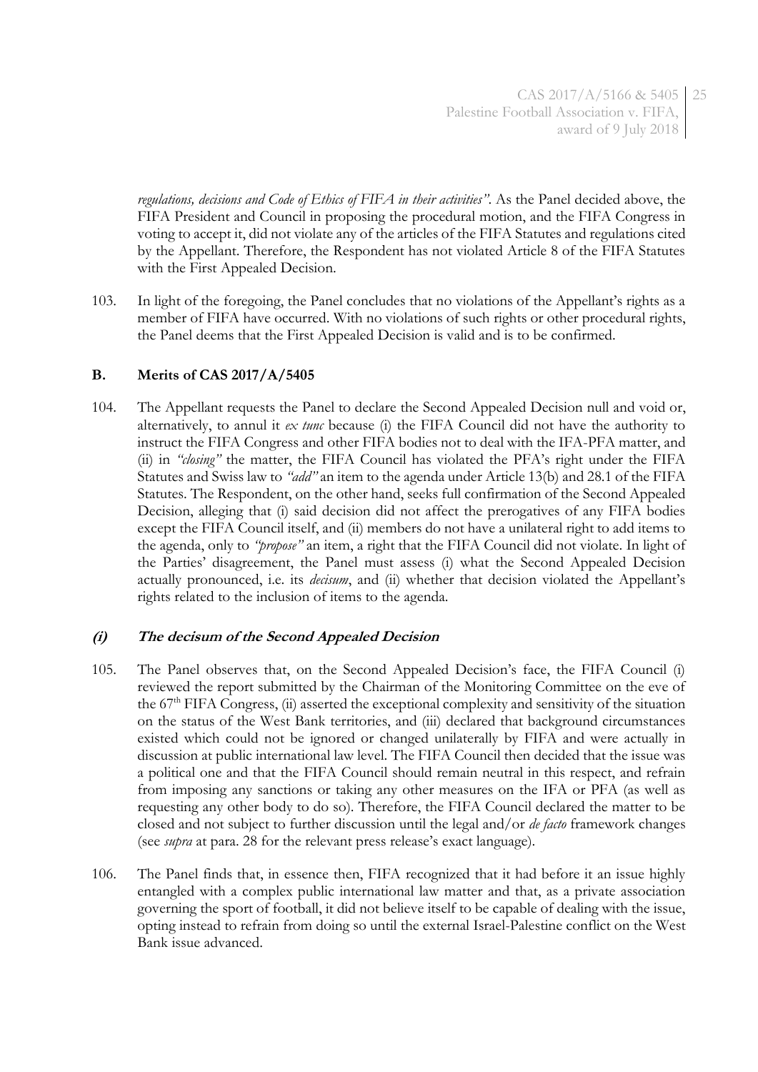*regulations, decisions and Code of Ethics of FIFA in their activities"*. As the Panel decided above, the FIFA President and Council in proposing the procedural motion, and the FIFA Congress in voting to accept it, did not violate any of the articles of the FIFA Statutes and regulations cited by the Appellant. Therefore, the Respondent has not violated Article 8 of the FIFA Statutes with the First Appealed Decision.

103. In light of the foregoing, the Panel concludes that no violations of the Appellant's rights as a member of FIFA have occurred. With no violations of such rights or other procedural rights, the Panel deems that the First Appealed Decision is valid and is to be confirmed.

## B. Merits of CAS 2017/A/5405

104. The Appellant requests the Panel to declare the Second Appealed Decision null and void or, alternatively, to annul it *ex tunc* because (i) the FIFA Council did not have the authority to instruct the FIFA Congress and other FIFA bodies not to deal with the IFA-PFA matter, and (ii) in *"closing"* the matter, the FIFA Council has violated the PFA's right under the FIFA Statutes and Swiss law to *"add"* an item to the agenda under Article 13(b) and 28.1 of the FIFA Statutes. The Respondent, on the other hand, seeks full confirmation of the Second Appealed Decision, alleging that (i) said decision did not affect the prerogatives of any FIFA bodies except the FIFA Council itself, and (ii) members do not have a unilateral right to add items to the agenda, only to *"propose"* an item, a right that the FIFA Council did not violate. In light of the Parties' disagreement, the Panel must assess (i) what the Second Appealed Decision actually pronounced, i.e. its *decisum*, and (ii) whether that decision violated the Appellant's rights related to the inclusion of items to the agenda.

### *(i) The decisum of the Second Appealed Decision*

105. The Panel observes that, on the Second Appealed Decision's face, the FIFA Council (i) reviewed the report submitted by the Chairman of the Monitoring Committee on the eve of the 67th FIFA Congress, (ii) asserted the exceptional complexity and sensitivity of the situation on the status of the West Bank territories, and (iii) declared that background circumstances existed which could not be ignored or changed unilaterally by FIFA and were actually in discussion at public international law level. The FIFA Council then decided that the issue was a political one and that the FIFA Council should remain neutral in this respect, and refrain from imposing any sanctions or taking any other measures on the IFA or PFA (as well as requesting any other body to do so). Therefore, the FIFA Council declared the matter to be closed and not subject to further discussion until the legal and/or *de facto* framework changes (see *supra* at para. 28 for the relevant press release's exact language).

106. The Panel finds that, in essence then, FIFA recognized that it had before it an issue highly entangled with a complex public international law matter and that, as a private association governing the sport of football, it did not believe itself to be capable of dealing with the issue, opting instead to refrain from doing so until the external Israel-Palestine conflict on the West Bank issue advanced.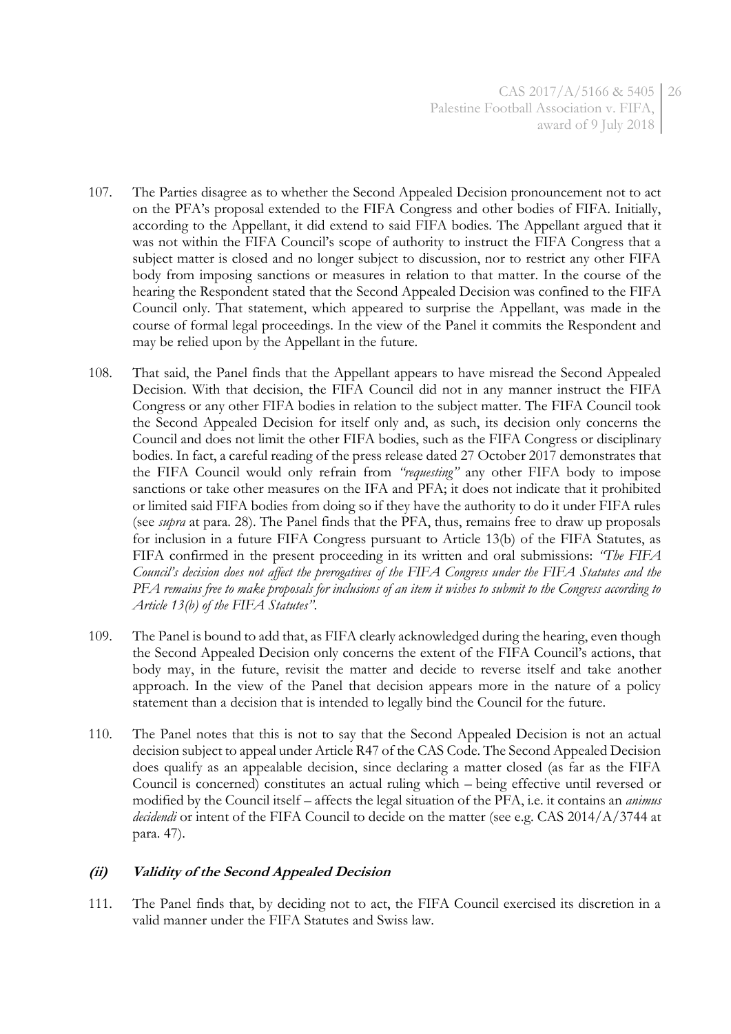107. The Parties disagree as to whether the Second Appealed Decision pronouncement not to act on the PFA's proposal extended to the FIFA Congress and other bodies of FIFA. Initially, according to the Appellant, it did extend to said FIFA bodies. The Appellant argued that it was not within the FIFA Council's scope of authority to instruct the FIFA Congress that a subject matter is closed and no longer subject to discussion, nor to restrict any other FIFA body from imposing sanctions or measures in relation to that matter. In the course of the hearing the Respondent stated that the Second Appealed Decision was confined to the FIFA Council only. That statement, which appeared to surprise the Appellant, was made in the course of formal legal proceedings. In the view of the Panel it commits the Respondent and may be relied upon by the Appellant in the future.

108. That said, the Panel finds that the Appellant appears to have misread the Second Appealed Decision. With that decision, the FIFA Council did not in any manner instruct the FIFA Congress or any other FIFA bodies in relation to the subject matter. The FIFA Council took the Second Appealed Decision for itself only and, as such, its decision only concerns the Council and does not limit the other FIFA bodies, such as the FIFA Congress or disciplinary bodies. In fact, a careful reading of the press release dated 27 October 2017 demonstrates that the FIFA Council would only refrain from *"requesting"* any other FIFA body to impose sanctions or take other measures on the IFA and PFA; it does not indicate that it prohibited or limited said FIFA bodies from doing so if they have the authority to do it under FIFA rules (see *supra* at para. 28). The Panel finds that the PFA, thus, remains free to draw up proposals for inclusion in a future FIFA Congress pursuant to Article 13(b) of the FIFA Statutes, as FIFA confirmed in the present proceeding in its written and oral submissions: *"The FIFA Council's decision does not affect the prerogatives of the FIFA Congress under the FIFA Statutes and the PFA remains free to make proposals for inclusions of an item it wishes to submit to the Congress according to Article 13(b) of the FIFA Statutes"*.

109. The Panel is bound to add that, as FIFA clearly acknowledged during the hearing, even though the Second Appealed Decision only concerns the extent of the FIFA Council's actions, that body may, in the future, revisit the matter and decide to reverse itself and take another approach. In the view of the Panel that decision appears more in the nature of a policy statement than a decision that is intended to legally bind the Council for the future.

110. The Panel notes that this is not to say that the Second Appealed Decision is not an actual decision subject to appeal under Article R47 of the CAS Code. The Second Appealed Decision does qualify as an appealable decision, since declaring a matter closed (as far as the FIFA Council is concerned) constitutes an actual ruling which – being effective until reversed or modified by the Council itself – affects the legal situation of the PFA, i.e. it contains an *animus decidendi* or intent of the FIFA Council to decide on the matter (see e.g. CAS 2014/A/3744 at para. 47).

### *(ii) Validity of the Second Appealed Decision*

111. The Panel finds that, by deciding not to act, the FIFA Council exercised its discretion in a valid manner under the FIFA Statutes and Swiss law.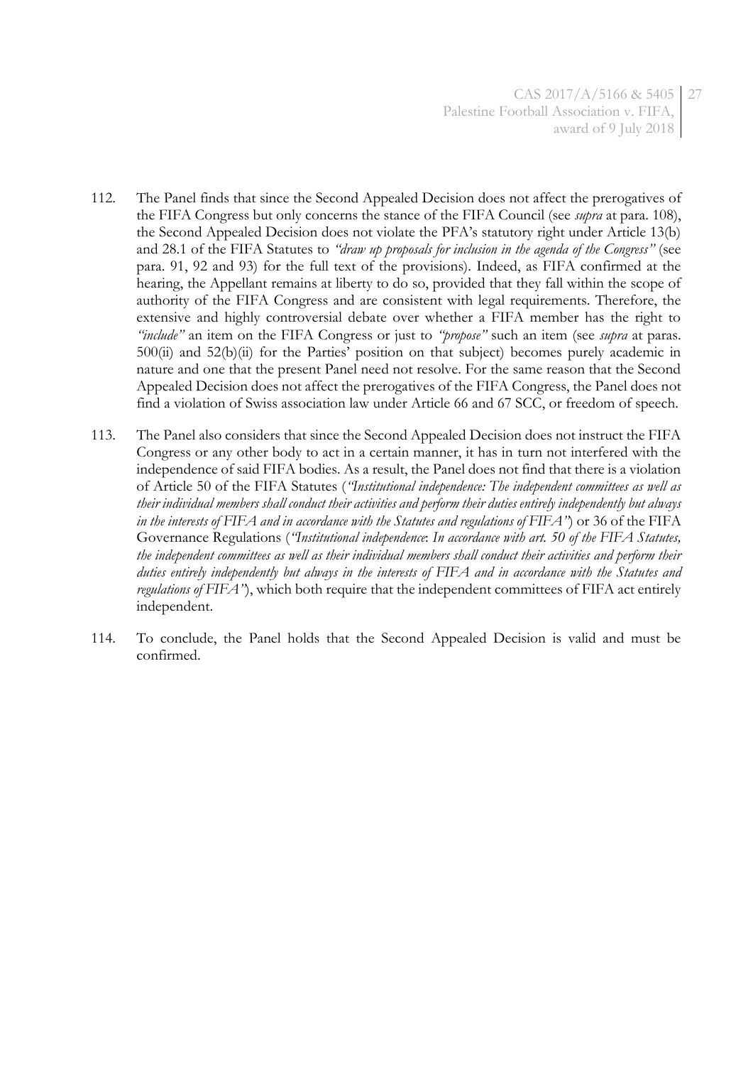112. The Panel finds that since the Second Appealed Decision does not affect the prerogatives of the FIFA Congress but only concerns the stance of the FIFA Council (see *supra* at para. 108), the Second Appealed Decision does not violate the PFA's statutory right under Article 13(b) and 28.1 of the FIFA Statutes to *"draw up proposals for inclusion in the agenda of the Congress"* (see para. 91, 92 and 93) for the full text of the provisions). Indeed, as FIFA confirmed at the hearing, the Appellant remains at liberty to do so, provided that they fall within the scope of authority of the FIFA Congress and are consistent with legal requirements. Therefore, the extensive and highly controversial debate over whether a FIFA member has the right to *"include"* an item on the FIFA Congress or just to *"propose"* such an item (see *supra* at paras. 500(ii) and 52(b)(ii) for the Parties' position on that subject) becomes purely academic in nature and one that the present Panel need not resolve. For the same reason that the Second Appealed Decision does not affect the prerogatives of the FIFA Congress, the Panel does not find a violation of Swiss association law under Article 66 and 67 SCC, or freedom of speech.

113. The Panel also considers that since the Second Appealed Decision does not instruct the FIFA Congress or any other body to act in a certain manner, it has in turn not interfered with the independence of said FIFA bodies. As a result, the Panel does not find that there is a violation of Article 50 of the FIFA Statutes (*"Institutional independence: The independent committees as well as their individual members shall conduct their activities and perform their duties entirely independently but always in the interests of FIFA and in accordance with the Statutes and regulations of FIFA"*) or 36 of the FIFA Governance Regulations (*"Institutional independence: In accordance with art. 50 of the FIFA Statutes, the independent committees as well as their individual members shall conduct their activities and perform their duties entirely independently but always in the interests of FIFA and in accordance with the Statutes and regulations of FIFA"*), which both require that the independent committees of FIFA act entirely independent.

114. To conclude, the Panel holds that the Second Appealed Decision is valid and must be confirmed.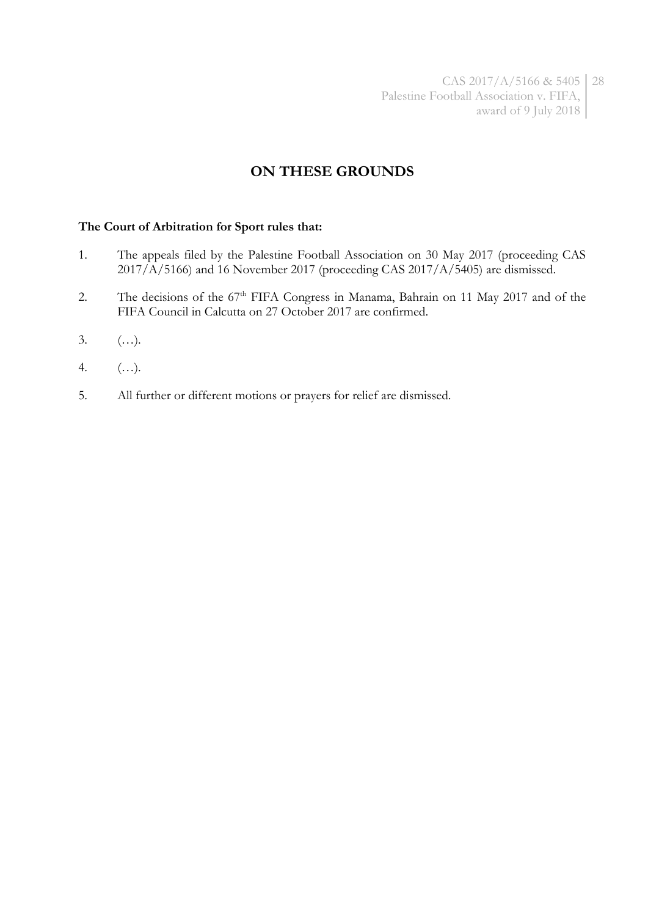## ON THESE GROUNDS

**The Court of Arbitration for Sport rules that:**

1. The appeals filed by the Palestine Football Association on 30 May 2017 (proceeding CAS 2017/A/5166) and 16 November 2017 (proceeding CAS 2017/A/5405) are dismissed.

2. The decisions of the 67th FIFA Congress in Manama, Bahrain on 11 May 2017 and of the FIFA Council in Calcutta on 27 October 2017 are confirmed.

3. (…).

4. (…).

5. All further or different motions or prayers for relief are dismissed.